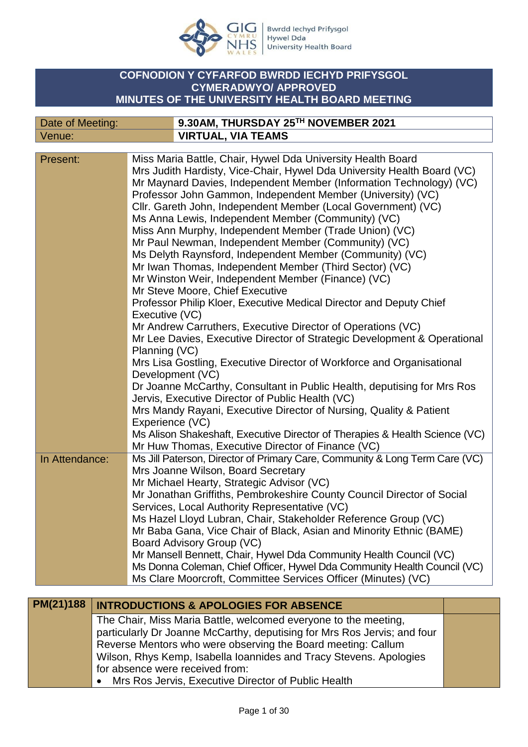# COFNODION Y CYFARFOD BWRDD IECHYD PRIFYSGOL CYMERADWYO/ APPROVED MINUTES OF THE UNIVERSITY HEALTH BOARD MEETING

| | |
|---|---|
| Date of Meeting: | **9.30AM, THURSDAY 25TH NOVEMBER 2021** |
| Venue: | **VIRTUAL, VIA TEAMS** |

| | |
|---|---|
| Present: | Miss Maria Battle, Chair, Hywel Dda University Health Board<br>Mrs Judith Hardisty, Vice-Chair, Hywel Dda University Health Board (VC)<br>Mr Maynard Davies, Independent Member (Information Technology) (VC)<br>Professor John Gammon, Independent Member (University) (VC)<br>Cllr. Gareth John, Independent Member (Local Government) (VC)<br>Ms Anna Lewis, Independent Member (Community) (VC)<br>Miss Ann Murphy, Independent Member (Trade Union) (VC)<br>Mr Paul Newman, Independent Member (Community) (VC)<br>Ms Delyth Raynsford, Independent Member (Community) (VC)<br>Mr Iwan Thomas, Independent Member (Third Sector) (VC)<br>Mr Winston Weir, Independent Member (Finance) (VC)<br>Mr Steve Moore, Chief Executive<br>Professor Philip Kloer, Executive Medical Director and Deputy Chief Executive (VC)<br>Mr Andrew Carruthers, Executive Director of Operations (VC)<br>Mr Lee Davies, Executive Director of Strategic Development & Operational Planning (VC)<br>Mrs Lisa Gostling, Executive Director of Workforce and Organisational Development (VC)<br>Dr Joanne McCarthy, Consultant in Public Health, deputising for Mrs Ros Jervis, Executive Director of Public Health (VC)<br>Mrs Mandy Rayani, Executive Director of Nursing, Quality & Patient Experience (VC)<br>Ms Alison Shakeshaft, Executive Director of Therapies & Health Science (VC)<br>Mr Huw Thomas, Executive Director of Finance (VC) |
| In Attendance: | Ms Jill Paterson, Director of Primary Care, Community & Long Term Care (VC)<br>Mrs Joanne Wilson, Board Secretary<br>Mr Michael Hearty, Strategic Advisor (VC)<br>Mr Jonathan Griffiths, Pembrokeshire County Council Director of Social Services, Local Authority Representative (VC)<br>Ms Hazel Lloyd Lubran, Chair, Stakeholder Reference Group (VC)<br>Mr Baba Gana, Vice Chair of Black, Asian and Minority Ethnic (BAME) Board Advisory Group (VC)<br>Mr Mansell Bennett, Chair, Hywel Dda Community Health Council (VC)<br>Ms Donna Coleman, Chief Officer, Hywel Dda Community Health Council (VC)<br>Ms Clare Moorcroft, Committee Services Officer (Minutes) (VC) |

| **PM(21)188** | **INTRODUCTIONS & APOLOGIES FOR ABSENCE** | |
|---|---|---|
| | The Chair, Miss Maria Battle, welcomed everyone to the meeting, particularly Dr Joanne McCarthy, deputising for Mrs Ros Jervis; and four Reverse Mentors who were observing the Board meeting: Callum Wilson, Rhys Kemp, Isabella Ioannides and Tracy Stevens. Apologies for absence were received from:<br>• Mrs Ros Jervis, Executive Director of Public Health | |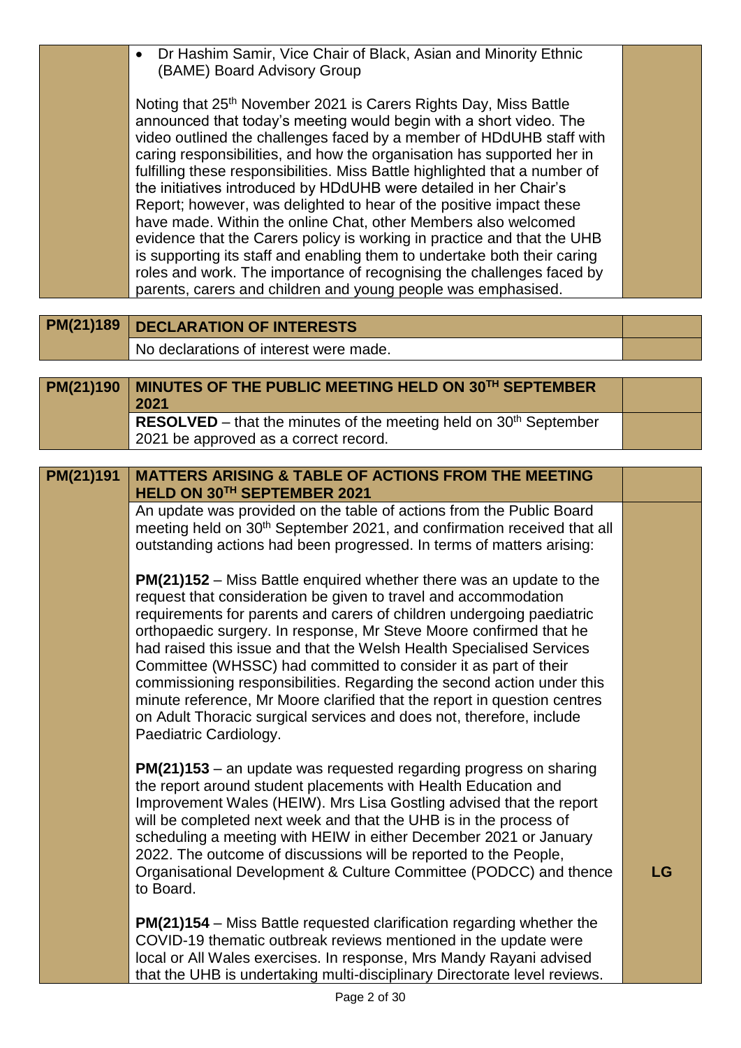| | | |
|---|---|---|
| | • Dr Hashim Samir, Vice Chair of Black, Asian and Minority Ethnic (BAME) Board Advisory Group<br><br>Noting that 25th November 2021 is Carers Rights Day, Miss Battle announced that today's meeting would begin with a short video. The video outlined the challenges faced by a member of HDdUHB staff with caring responsibilities, and how the organisation has supported her in fulfilling these responsibilities. Miss Battle highlighted that a number of the initiatives introduced by HDdUHB were detailed in her Chair's Report; however, was delighted to hear of the positive impact these have made. Within the online Chat, other Members also welcomed evidence that the Carers policy is working in practice and that the UHB is supporting its staff and enabling them to undertake both their caring roles and work. The importance of recognising the challenges faced by parents, carers and children and young people was emphasised. | |

| | | |
|---|---|---|
| **PM(21)189** | **DECLARATION OF INTERESTS** | |
| | No declarations of interest were made. | |

| | | |
|---|---|---|
| **PM(21)190** | **MINUTES OF THE PUBLIC MEETING HELD ON 30TH SEPTEMBER 2021** | |
| | **RESOLVED** – that the minutes of the meeting held on 30th September 2021 be approved as a correct record. | |

| | | |
|---|---|---|
| **PM(21)191** | **MATTERS ARISING & TABLE OF ACTIONS FROM THE MEETING HELD ON 30TH SEPTEMBER 2021** | |
| | An update was provided on the table of actions from the Public Board meeting held on 30th September 2021, and confirmation received that all outstanding actions had been progressed. In terms of matters arising: | |
| | **PM(21)152** – Miss Battle enquired whether there was an update to the request that consideration be given to travel and accommodation requirements for parents and carers of children undergoing paediatric orthopaedic surgery. In response, Mr Steve Moore confirmed that he had raised this issue and that the Welsh Health Specialised Services Committee (WHSSC) had committed to consider it as part of their commissioning responsibilities. Regarding the second action under this minute reference, Mr Moore clarified that the report in question centres on Adult Thoracic surgical services and does not, therefore, include Paediatric Cardiology. | |
| | **PM(21)153** – an update was requested regarding progress on sharing the report around student placements with Health Education and Improvement Wales (HEIW). Mrs Lisa Gostling advised that the report will be completed next week and that the UHB is in the process of scheduling a meeting with HEIW in either December 2021 or January 2022. The outcome of discussions will be reported to the People, Organisational Development & Culture Committee (PODCC) and thence to Board. | **LG** |
| | **PM(21)154** – Miss Battle requested clarification regarding whether the COVID-19 thematic outbreak reviews mentioned in the update were local or All Wales exercises. In response, Mrs Mandy Rayani advised that the UHB is undertaking multi-disciplinary Directorate level reviews. | |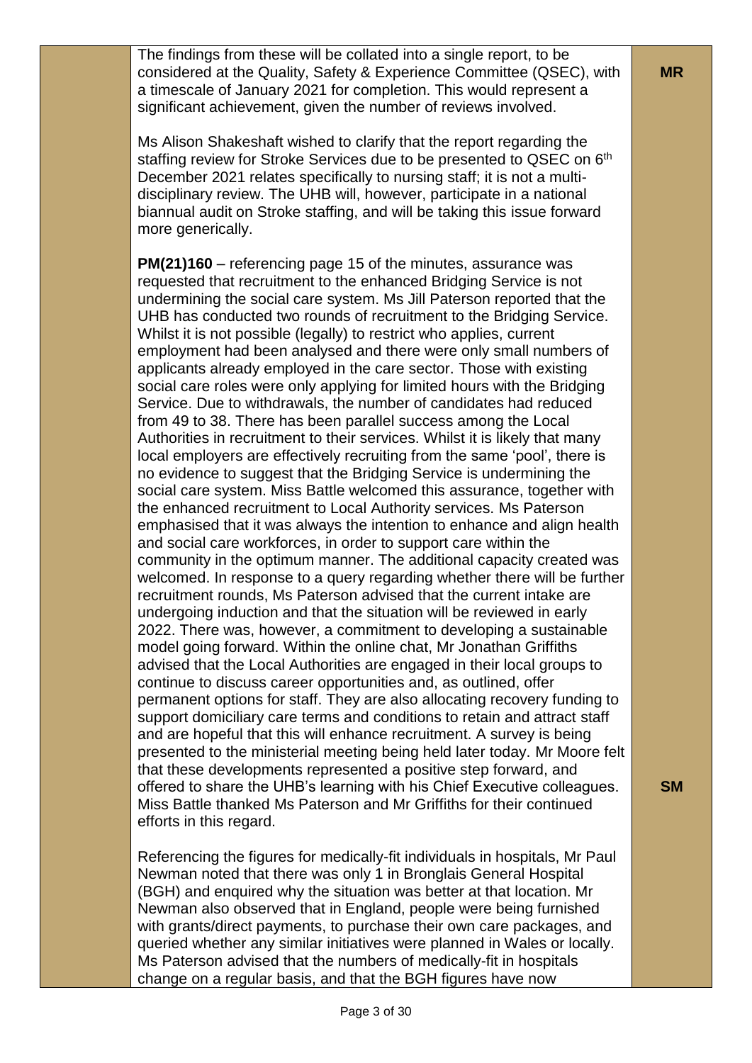| | | |
|---|---|---|
| | The findings from these will be collated into a single report, to be considered at the Quality, Safety & Experience Committee (QSEC), with a timescale of January 2021 for completion. This would represent a significant achievement, given the number of reviews involved.<br><br>Ms Alison Shakeshaft wished to clarify that the report regarding the staffing review for Stroke Services due to be presented to QSEC on 6th December 2021 relates specifically to nursing staff; it is not a multi-disciplinary review. The UHB will, however, participate in a national biannual audit on Stroke staffing, and will be taking this issue forward more generically.<br><br>**PM(21)160** – referencing page 15 of the minutes, assurance was requested that recruitment to the enhanced Bridging Service is not undermining the social care system. Ms Jill Paterson reported that the UHB has conducted two rounds of recruitment to the Bridging Service. Whilst it is not possible (legally) to restrict who applies, current employment had been analysed and there were only small numbers of applicants already employed in the care sector. Those with existing social care roles were only applying for limited hours with the Bridging Service. Due to withdrawals, the number of candidates had reduced from 49 to 38. There has been parallel success among the Local Authorities in recruitment to their services. Whilst it is likely that many local employers are effectively recruiting from the same 'pool', there is no evidence to suggest that the Bridging Service is undermining the social care system. Miss Battle welcomed this assurance, together with the enhanced recruitment to Local Authority services. Ms Paterson emphasised that it was always the intention to enhance and align health and social care workforces, in order to support care within the community in the optimum manner. The additional capacity created was welcomed. In response to a query regarding whether there will be further recruitment rounds, Ms Paterson advised that the current intake are undergoing induction and that the situation will be reviewed in early 2022. There was, however, a commitment to developing a sustainable model going forward. Within the online chat, Mr Jonathan Griffiths advised that the Local Authorities are engaged in their local groups to continue to discuss career opportunities and, as outlined, offer permanent options for staff. They are also allocating recovery funding to support domiciliary care terms and conditions to retain and attract staff and are hopeful that this will enhance recruitment. A survey is being presented to the ministerial meeting being held later today. Mr Moore felt that these developments represented a positive step forward, and offered to share the UHB's learning with his Chief Executive colleagues. Miss Battle thanked Ms Paterson and Mr Griffiths for their continued efforts in this regard.<br><br>Referencing the figures for medically-fit individuals in hospitals, Mr Paul Newman noted that there was only 1 in Bronglais General Hospital (BGH) and enquired why the situation was better at that location. Mr Newman also observed that in England, people were being furnished with grants/direct payments, to purchase their own care packages, and queried whether any similar initiatives were planned in Wales or locally. Ms Paterson advised that the numbers of medically-fit in hospitals change on a regular basis, and that the BGH figures have now | **MR**<br><br><br><br><br><br><br><br><br><br><br><br><br><br><br><br><br><br><br><br><br><br><br><br><br><br><br><br><br><br><br><br><br><br><br><br><br><br><br><br>**SM** |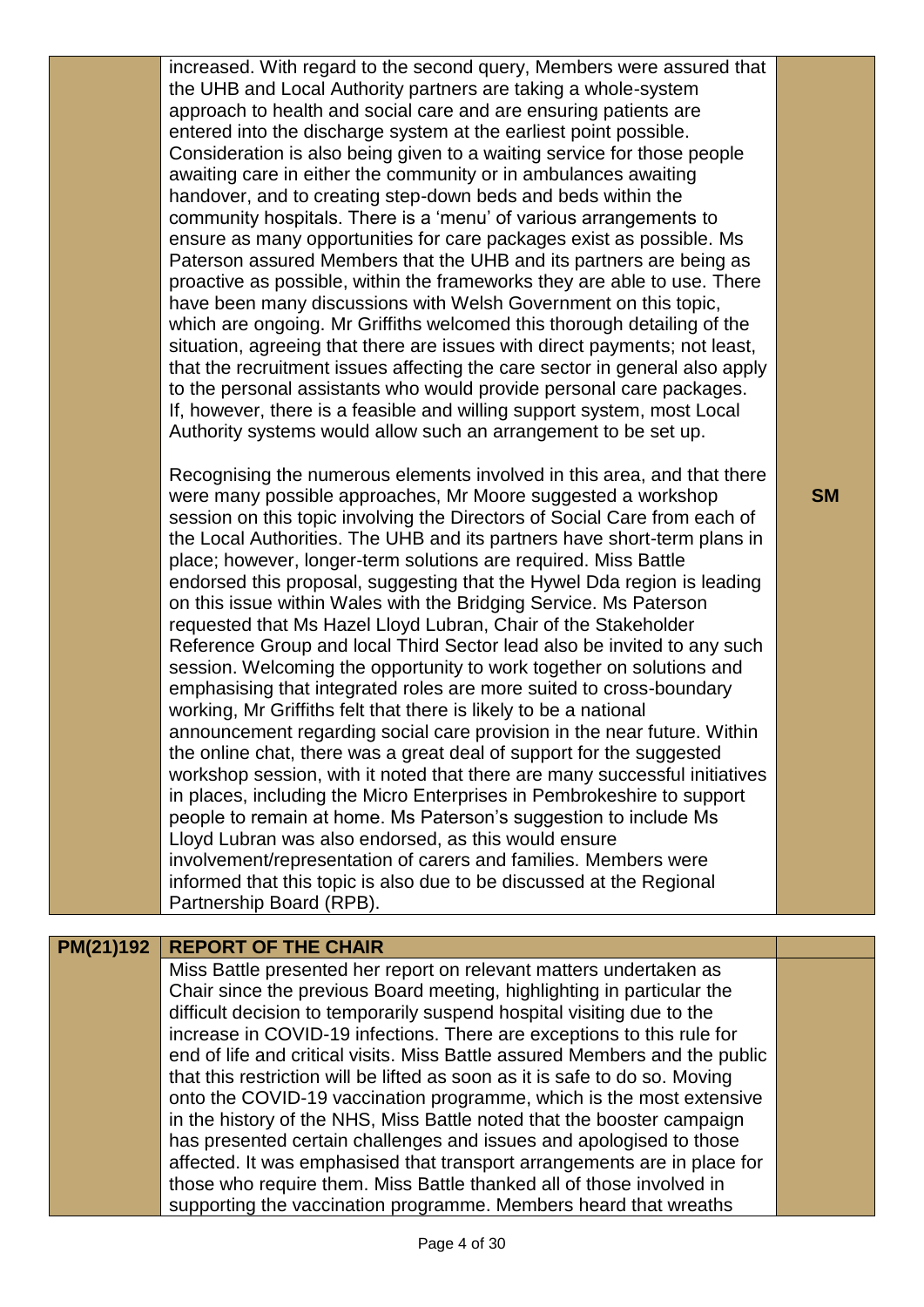| | | |
|---|---|---|
| | increased. With regard to the second query, Members were assured that the UHB and Local Authority partners are taking a whole-system approach to health and social care and are ensuring patients are entered into the discharge system at the earliest point possible. Consideration is also being given to a waiting service for those people awaiting care in either the community or in ambulances awaiting handover, and to creating step-down beds and beds within the community hospitals. There is a 'menu' of various arrangements to ensure as many opportunities for care packages exist as possible. Ms Paterson assured Members that the UHB and its partners are being as proactive as possible, within the frameworks they are able to use. There have been many discussions with Welsh Government on this topic, which are ongoing. Mr Griffiths welcomed this thorough detailing of the situation, agreeing that there are issues with direct payments; not least, that the recruitment issues affecting the care sector in general also apply to the personal assistants who would provide personal care packages. If, however, there is a feasible and willing support system, most Local Authority systems would allow such an arrangement to be set up.<br><br>Recognising the numerous elements involved in this area, and that there were many possible approaches, Mr Moore suggested a workshop session on this topic involving the Directors of Social Care from each of the Local Authorities. The UHB and its partners have short-term plans in place; however, longer-term solutions are required. Miss Battle endorsed this proposal, suggesting that the Hywel Dda region is leading on this issue within Wales with the Bridging Service. Ms Paterson requested that Ms Hazel Lloyd Lubran, Chair of the Stakeholder Reference Group and local Third Sector lead also be invited to any such session. Welcoming the opportunity to work together on solutions and emphasising that integrated roles are more suited to cross-boundary working, Mr Griffiths felt that there is likely to be a national announcement regarding social care provision in the near future. Within the online chat, there was a great deal of support for the suggested workshop session, with it noted that there are many successful initiatives in places, including the Micro Enterprises in Pembrokeshire to support people to remain at home. Ms Paterson's suggestion to include Ms Lloyd Lubran was also endorsed, as this would ensure involvement/representation of carers and families. Members were informed that this topic is also due to be discussed at the Regional Partnership Board (RPB). | **SM** |

| | | |
|---|---|---|
| **PM(21)192** | **REPORT OF THE CHAIR** | |
| | Miss Battle presented her report on relevant matters undertaken as Chair since the previous Board meeting, highlighting in particular the difficult decision to temporarily suspend hospital visiting due to the increase in COVID-19 infections. There are exceptions to this rule for end of life and critical visits. Miss Battle assured Members and the public that this restriction will be lifted as soon as it is safe to do so. Moving onto the COVID-19 vaccination programme, which is the most extensive in the history of the NHS, Miss Battle noted that the booster campaign has presented certain challenges and issues and apologised to those affected. It was emphasised that transport arrangements are in place for those who require them. Miss Battle thanked all of those involved in supporting the vaccination programme. Members heard that wreaths | |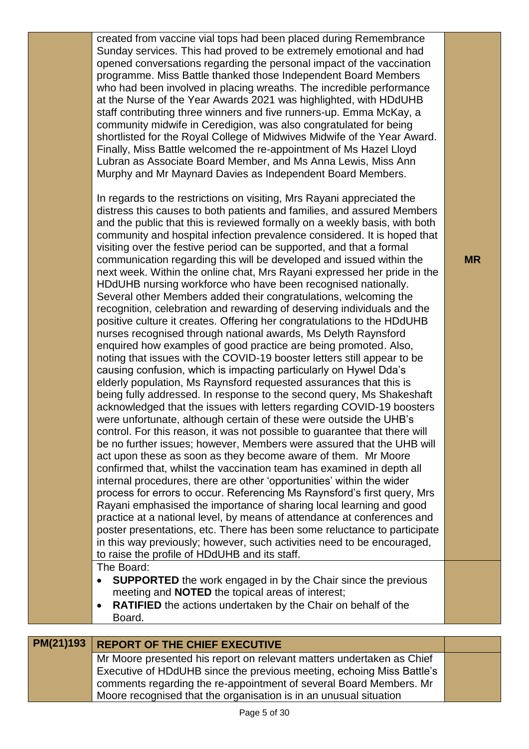| | | |
|---|---|---|
| | created from vaccine vial tops had been placed during Remembrance Sunday services. This had proved to be extremely emotional and had opened conversations regarding the personal impact of the vaccination programme. Miss Battle thanked those Independent Board Members who had been involved in placing wreaths. The incredible performance at the Nurse of the Year Awards 2021 was highlighted, with HDdUHB staff contributing three winners and five runners-up. Emma McKay, a community midwife in Ceredigion, was also congratulated for being shortlisted for the Royal College of Midwives Midwife of the Year Award. Finally, Miss Battle welcomed the re-appointment of Ms Hazel Lloyd Lubran as Associate Board Member, and Ms Anna Lewis, Miss Ann Murphy and Mr Maynard Davies as Independent Board Members.<br><br>In regards to the restrictions on visiting, Mrs Rayani appreciated the distress this causes to both patients and families, and assured Members and the public that this is reviewed formally on a weekly basis, with both community and hospital infection prevalence considered. It is hoped that visiting over the festive period can be supported, and that a formal communication regarding this will be developed and issued within the next week. Within the online chat, Mrs Rayani expressed her pride in the HDdUHB nursing workforce who have been recognised nationally. Several other Members added their congratulations, welcoming the recognition, celebration and rewarding of deserving individuals and the positive culture it creates. Offering her congratulations to the HDdUHB nurses recognised through national awards, Ms Delyth Raynsford enquired how examples of good practice are being promoted. Also, noting that issues with the COVID-19 booster letters still appear to be causing confusion, which is impacting particularly on Hywel Dda's elderly population, Ms Raynsford requested assurances that this is being fully addressed. In response to the second query, Ms Shakeshaft acknowledged that the issues with letters regarding COVID-19 boosters were unfortunate, although certain of these were outside the UHB's control. For this reason, it was not possible to guarantee that there will be no further issues; however, Members were assured that the UHB will act upon these as soon as they become aware of them. Mr Moore confirmed that, whilst the vaccination team has examined in depth all internal procedures, there are other 'opportunities' within the wider process for errors to occur. Referencing Ms Raynsford's first query, Mrs Rayani emphasised the importance of sharing local learning and good practice at a national level, by means of attendance at conferences and poster presentations, etc. There has been some reluctance to participate in this way previously; however, such activities need to be encouraged, to raise the profile of HDdUHB and its staff. | **MR** |
| | The Board:<br>• **SUPPORTED** the work engaged in by the Chair since the previous meeting and **NOTED** the topical areas of interest;<br>• **RATIFIED** the actions undertaken by the Chair on behalf of the Board. | |

| | | |
|---|---|---|
| **PM(21)193** | **REPORT OF THE CHIEF EXECUTIVE** | |
| | Mr Moore presented his report on relevant matters undertaken as Chief Executive of HDdUHB since the previous meeting, echoing Miss Battle's comments regarding the re-appointment of several Board Members. Mr Moore recognised that the organisation is in an unusual situation | |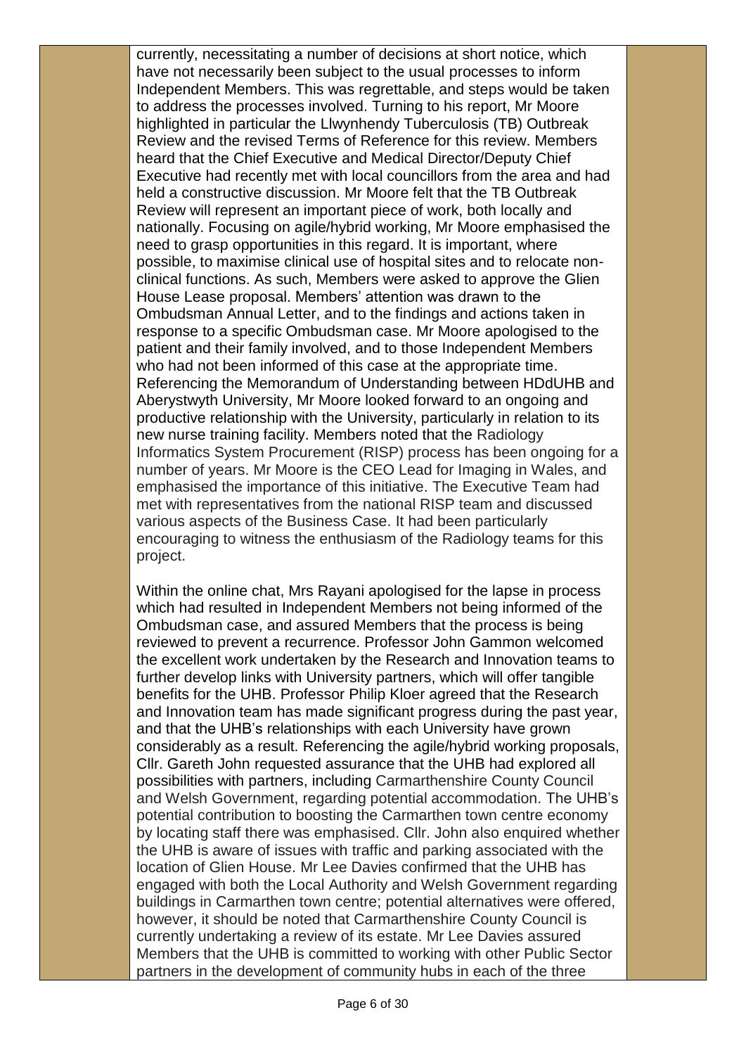currently, necessitating a number of decisions at short notice, which have not necessarily been subject to the usual processes to inform Independent Members. This was regrettable, and steps would be taken to address the processes involved. Turning to his report, Mr Moore highlighted in particular the Llwynhendy Tuberculosis (TB) Outbreak Review and the revised Terms of Reference for this review. Members heard that the Chief Executive and Medical Director/Deputy Chief Executive had recently met with local councillors from the area and had held a constructive discussion. Mr Moore felt that the TB Outbreak Review will represent an important piece of work, both locally and nationally. Focusing on agile/hybrid working, Mr Moore emphasised the need to grasp opportunities in this regard. It is important, where possible, to maximise clinical use of hospital sites and to relocate non-clinical functions. As such, Members were asked to approve the Glien House Lease proposal. Members' attention was drawn to the Ombudsman Annual Letter, and to the findings and actions taken in response to a specific Ombudsman case. Mr Moore apologised to the patient and their family involved, and to those Independent Members who had not been informed of this case at the appropriate time. Referencing the Memorandum of Understanding between HDdUHB and Aberystwyth University, Mr Moore looked forward to an ongoing and productive relationship with the University, particularly in relation to its new nurse training facility. Members noted that the Radiology Informatics System Procurement (RISP) process has been ongoing for a number of years. Mr Moore is the CEO Lead for Imaging in Wales, and emphasised the importance of this initiative. The Executive Team had met with representatives from the national RISP team and discussed various aspects of the Business Case. It had been particularly encouraging to witness the enthusiasm of the Radiology teams for this project.

Within the online chat, Mrs Rayani apologised for the lapse in process which had resulted in Independent Members not being informed of the Ombudsman case, and assured Members that the process is being reviewed to prevent a recurrence. Professor John Gammon welcomed the excellent work undertaken by the Research and Innovation teams to further develop links with University partners, which will offer tangible benefits for the UHB. Professor Philip Kloer agreed that the Research and Innovation team has made significant progress during the past year, and that the UHB's relationships with each University have grown considerably as a result. Referencing the agile/hybrid working proposals, Cllr. Gareth John requested assurance that the UHB had explored all possibilities with partners, including Carmarthenshire County Council and Welsh Government, regarding potential accommodation. The UHB's potential contribution to boosting the Carmarthen town centre economy by locating staff there was emphasised. Cllr. John also enquired whether the UHB is aware of issues with traffic and parking associated with the location of Glien House. Mr Lee Davies confirmed that the UHB has engaged with both the Local Authority and Welsh Government regarding buildings in Carmarthen town centre; potential alternatives were offered, however, it should be noted that Carmarthenshire County Council is currently undertaking a review of its estate. Mr Lee Davies assured Members that the UHB is committed to working with other Public Sector partners in the development of community hubs in each of the three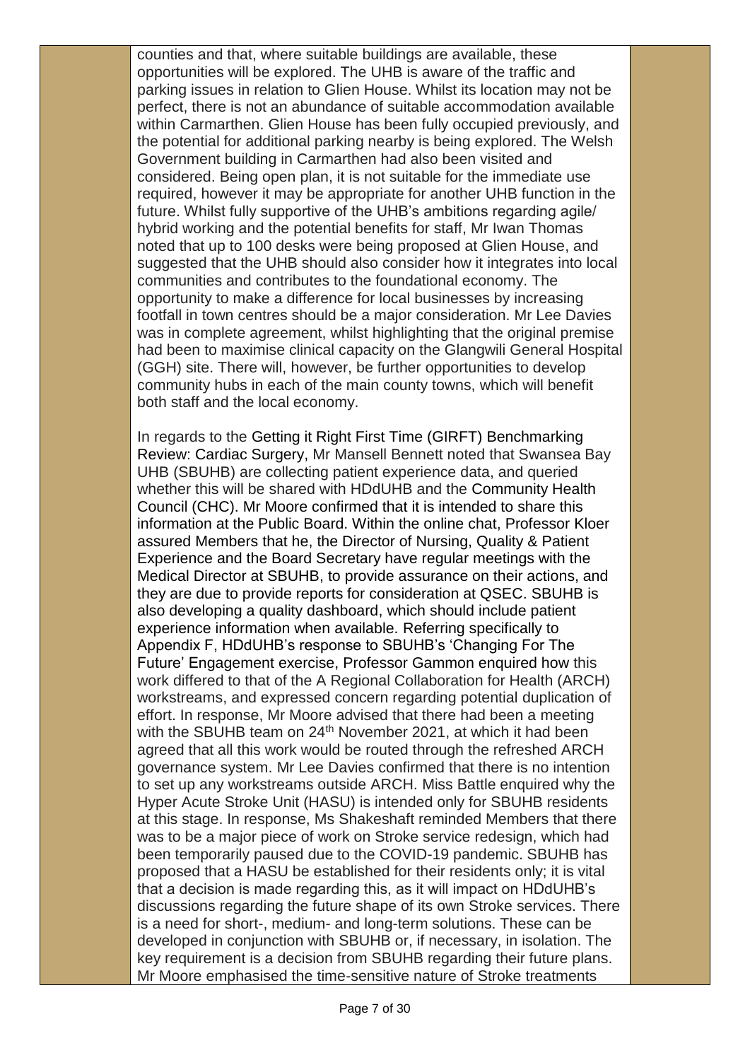counties and that, where suitable buildings are available, these opportunities will be explored. The UHB is aware of the traffic and parking issues in relation to Glien House. Whilst its location may not be perfect, there is not an abundance of suitable accommodation available within Carmarthen. Glien House has been fully occupied previously, and the potential for additional parking nearby is being explored. The Welsh Government building in Carmarthen had also been visited and considered. Being open plan, it is not suitable for the immediate use required, however it may be appropriate for another UHB function in the future. Whilst fully supportive of the UHB's ambitions regarding agile/ hybrid working and the potential benefits for staff, Mr Iwan Thomas noted that up to 100 desks were being proposed at Glien House, and suggested that the UHB should also consider how it integrates into local communities and contributes to the foundational economy. The opportunity to make a difference for local businesses by increasing footfall in town centres should be a major consideration. Mr Lee Davies was in complete agreement, whilst highlighting that the original premise had been to maximise clinical capacity on the Glangwili General Hospital (GGH) site. There will, however, be further opportunities to develop community hubs in each of the main county towns, which will benefit both staff and the local economy.

In regards to the Getting it Right First Time (GIRFT) Benchmarking Review: Cardiac Surgery, Mr Mansell Bennett noted that Swansea Bay UHB (SBUHB) are collecting patient experience data, and queried whether this will be shared with HDdUHB and the Community Health Council (CHC). Mr Moore confirmed that it is intended to share this information at the Public Board. Within the online chat, Professor Kloer assured Members that he, the Director of Nursing, Quality & Patient Experience and the Board Secretary have regular meetings with the Medical Director at SBUHB, to provide assurance on their actions, and they are due to provide reports for consideration at QSEC. SBUHB is also developing a quality dashboard, which should include patient experience information when available. Referring specifically to Appendix F, HDdUHB's response to SBUHB's 'Changing For The Future' Engagement exercise, Professor Gammon enquired how this work differed to that of the A Regional Collaboration for Health (ARCH) workstreams, and expressed concern regarding potential duplication of effort. In response, Mr Moore advised that there had been a meeting with the SBUHB team on 24th November 2021, at which it had been agreed that all this work would be routed through the refreshed ARCH governance system. Mr Lee Davies confirmed that there is no intention to set up any workstreams outside ARCH. Miss Battle enquired why the Hyper Acute Stroke Unit (HASU) is intended only for SBUHB residents at this stage. In response, Ms Shakeshaft reminded Members that there was to be a major piece of work on Stroke service redesign, which had been temporarily paused due to the COVID-19 pandemic. SBUHB has proposed that a HASU be established for their residents only; it is vital that a decision is made regarding this, as it will impact on HDdUHB's discussions regarding the future shape of its own Stroke services. There is a need for short-, medium- and long-term solutions. These can be developed in conjunction with SBUHB or, if necessary, in isolation. The key requirement is a decision from SBUHB regarding their future plans. Mr Moore emphasised the time-sensitive nature of Stroke treatments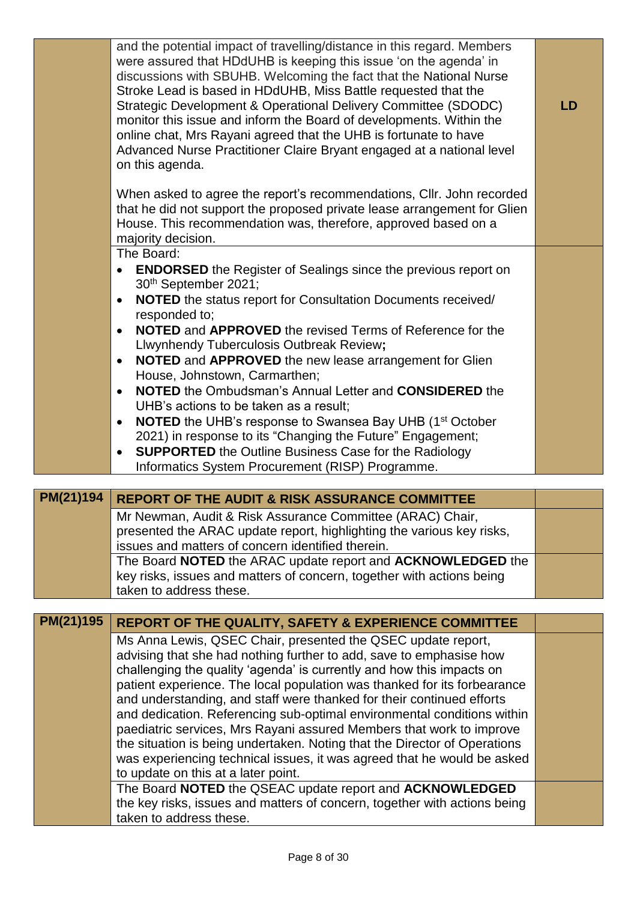| | | |
|---|---|---|
| | and the potential impact of travelling/distance in this regard. Members were assured that HDdUHB is keeping this issue 'on the agenda' in discussions with SBUHB. Welcoming the fact that the National Nurse Stroke Lead is based in HDdUHB, Miss Battle requested that the Strategic Development & Operational Delivery Committee (SDODC) monitor this issue and inform the Board of developments. Within the online chat, Mrs Rayani agreed that the UHB is fortunate to have Advanced Nurse Practitioner Claire Bryant engaged at a national level on this agenda.<br><br>When asked to agree the report's recommendations, Cllr. John recorded that he did not support the proposed private lease arrangement for Glien House. This recommendation was, therefore, approved based on a majority decision. | **LD** |
| | The Board:<br>• **ENDORSED** the Register of Sealings since the previous report on 30th September 2021;<br>• **NOTED** the status report for Consultation Documents received/ responded to;<br>• **NOTED** and **APPROVED** the revised Terms of Reference for the Llwynhendy Tuberculosis Outbreak Review**;**<br>• **NOTED** and **APPROVED** the new lease arrangement for Glien House, Johnstown, Carmarthen;<br>• **NOTED** the Ombudsman's Annual Letter and **CONSIDERED** the UHB's actions to be taken as a result;<br>• **NOTED** the UHB's response to Swansea Bay UHB (1st October 2021) in response to its "Changing the Future" Engagement;<br>• **SUPPORTED** the Outline Business Case for the Radiology Informatics System Procurement (RISP) Programme. | |

| **PM(21)194** | **REPORT OF THE AUDIT & RISK ASSURANCE COMMITTEE** | |
|---|---|---|
| | Mr Newman, Audit & Risk Assurance Committee (ARAC) Chair, presented the ARAC update report, highlighting the various key risks, issues and matters of concern identified therein. | |
| | The Board **NOTED** the ARAC update report and **ACKNOWLEDGED** the key risks, issues and matters of concern, together with actions being taken to address these. | |

| **PM(21)195** | **REPORT OF THE QUALITY, SAFETY & EXPERIENCE COMMITTEE** | |
|---|---|---|
| | Ms Anna Lewis, QSEC Chair, presented the QSEC update report, advising that she had nothing further to add, save to emphasise how challenging the quality 'agenda' is currently and how this impacts on patient experience. The local population was thanked for its forbearance and understanding, and staff were thanked for their continued efforts and dedication. Referencing sub-optimal environmental conditions within paediatric services, Mrs Rayani assured Members that work to improve the situation is being undertaken. Noting that the Director of Operations was experiencing technical issues, it was agreed that he would be asked to update on this at a later point. | |
| | The Board **NOTED** the QSEAC update report and **ACKNOWLEDGED** the key risks, issues and matters of concern, together with actions being taken to address these. | |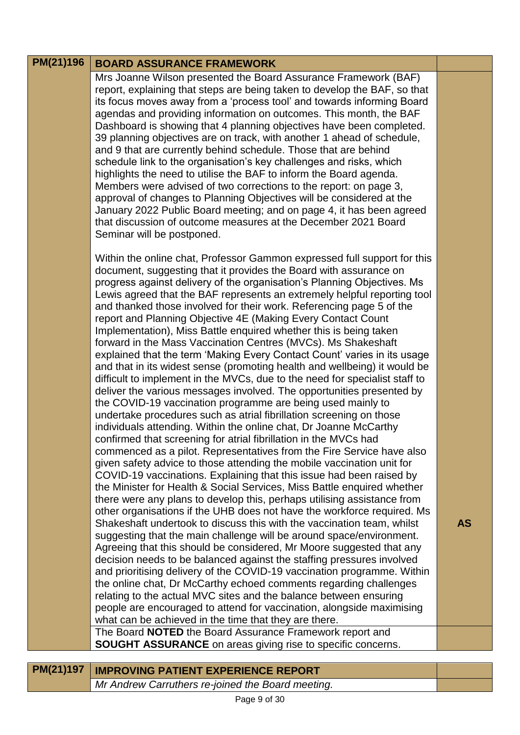| PM(21)196 | **BOARD ASSURANCE FRAMEWORK** | |
|---|---|---|
| | Mrs Joanne Wilson presented the Board Assurance Framework (BAF) report, explaining that steps are being taken to develop the BAF, so that its focus moves away from a 'process tool' and towards informing Board agendas and providing information on outcomes. This month, the BAF Dashboard is showing that 4 planning objectives have been completed. 39 planning objectives are on track, with another 1 ahead of schedule, and 9 that are currently behind schedule. Those that are behind schedule link to the organisation's key challenges and risks, which highlights the need to utilise the BAF to inform the Board agenda. Members were advised of two corrections to the report: on page 3, approval of changes to Planning Objectives will be considered at the January 2022 Public Board meeting; and on page 4, it has been agreed that discussion of outcome measures at the December 2021 Board Seminar will be postponed.<br><br>Within the online chat, Professor Gammon expressed full support for this document, suggesting that it provides the Board with assurance on progress against delivery of the organisation's Planning Objectives. Ms Lewis agreed that the BAF represents an extremely helpful reporting tool and thanked those involved for their work. Referencing page 5 of the report and Planning Objective 4E (Making Every Contact Count Implementation), Miss Battle enquired whether this is being taken forward in the Mass Vaccination Centres (MVCs). Ms Shakeshaft explained that the term 'Making Every Contact Count' varies in its usage and that in its widest sense (promoting health and wellbeing) it would be difficult to implement in the MVCs, due to the need for specialist staff to deliver the various messages involved. The opportunities presented by the COVID-19 vaccination programme are being used mainly to undertake procedures such as atrial fibrillation screening on those individuals attending. Within the online chat, Dr Joanne McCarthy confirmed that screening for atrial fibrillation in the MVCs had commenced as a pilot. Representatives from the Fire Service have also given safety advice to those attending the mobile vaccination unit for COVID-19 vaccinations. Explaining that this issue had been raised by the Minister for Health & Social Services, Miss Battle enquired whether there were any plans to develop this, perhaps utilising assistance from other organisations if the UHB does not have the workforce required. Ms Shakeshaft undertook to discuss this with the vaccination team, whilst suggesting that the main challenge will be around space/environment. Agreeing that this should be considered, Mr Moore suggested that any decision needs to be balanced against the staffing pressures involved and prioritising delivery of the COVID-19 vaccination programme. Within the online chat, Dr McCarthy echoed comments regarding challenges relating to the actual MVC sites and the balance between ensuring people are encouraged to attend for vaccination, alongside maximising what can be achieved in the time that they are there. | **AS** |
| | The Board **NOTED** the Board Assurance Framework report and **SOUGHT ASSURANCE** on areas giving rise to specific concerns. | |

| PM(21)197 | **IMPROVING PATIENT EXPERIENCE REPORT** | |
|---|---|---|
| | *Mr Andrew Carruthers re-joined the Board meeting.* | |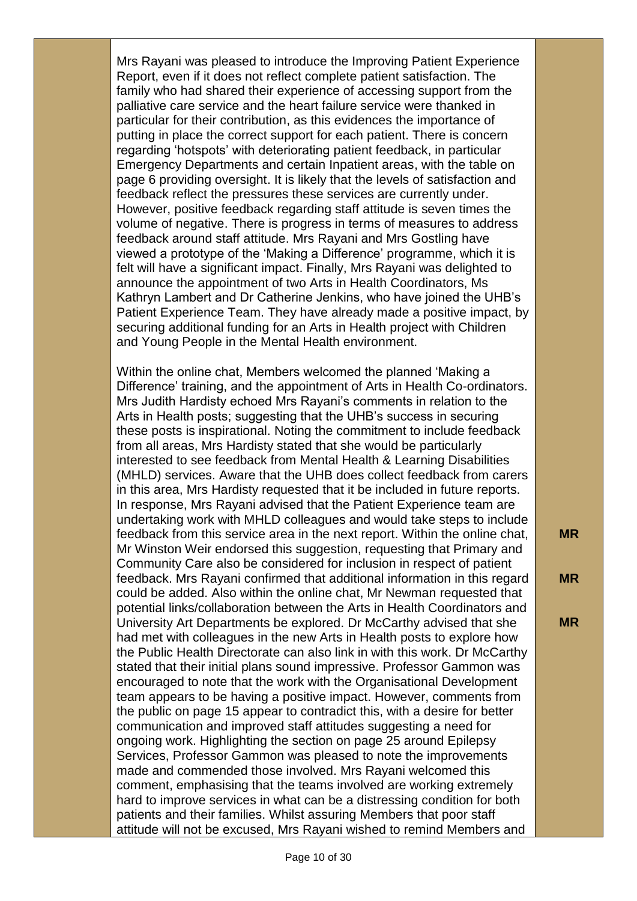| | | |
|---|---|---|
| | Mrs Rayani was pleased to introduce the Improving Patient Experience Report, even if it does not reflect complete patient satisfaction. The family who had shared their experience of accessing support from the palliative care service and the heart failure service were thanked in particular for their contribution, as this evidences the importance of putting in place the correct support for each patient. There is concern regarding 'hotspots' with deteriorating patient feedback, in particular Emergency Departments and certain Inpatient areas, with the table on page 6 providing oversight. It is likely that the levels of satisfaction and feedback reflect the pressures these services are currently under. However, positive feedback regarding staff attitude is seven times the volume of negative. There is progress in terms of measures to address feedback around staff attitude. Mrs Rayani and Mrs Gostling have viewed a prototype of the 'Making a Difference' programme, which it is felt will have a significant impact. Finally, Mrs Rayani was delighted to announce the appointment of two Arts in Health Coordinators, Ms Kathryn Lambert and Dr Catherine Jenkins, who have joined the UHB's Patient Experience Team. They have already made a positive impact, by securing additional funding for an Arts in Health project with Children and Young People in the Mental Health environment.<br><br>Within the online chat, Members welcomed the planned 'Making a Difference' training, and the appointment of Arts in Health Co-ordinators. Mrs Judith Hardisty echoed Mrs Rayani's comments in relation to the Arts in Health posts; suggesting that the UHB's success in securing these posts is inspirational. Noting the commitment to include feedback from all areas, Mrs Hardisty stated that she would be particularly interested to see feedback from Mental Health & Learning Disabilities (MHLD) services. Aware that the UHB does collect feedback from carers in this area, Mrs Hardisty requested that it be included in future reports. In response, Mrs Rayani advised that the Patient Experience team are undertaking work with MHLD colleagues and would take steps to include feedback from this service area in the next report. Within the online chat, Mr Winston Weir endorsed this suggestion, requesting that Primary and Community Care also be considered for inclusion in respect of patient feedback. Mrs Rayani confirmed that additional information in this regard could be added. Also within the online chat, Mr Newman requested that potential links/collaboration between the Arts in Health Coordinators and University Art Departments be explored. Dr McCarthy advised that she had met with colleagues in the new Arts in Health posts to explore how the Public Health Directorate can also link in with this work. Dr McCarthy stated that their initial plans sound impressive. Professor Gammon was encouraged to note that the work with the Organisational Development team appears to be having a positive impact. However, comments from the public on page 15 appear to contradict this, with a desire for better communication and improved staff attitudes suggesting a need for ongoing work. Highlighting the section on page 25 around Epilepsy Services, Professor Gammon was pleased to note the improvements made and commended those involved. Mrs Rayani welcomed this comment, emphasising that the teams involved are working extremely hard to improve services in what can be a distressing condition for both patients and their families. Whilst assuring Members that poor staff attitude will not be excused, Mrs Rayani wished to remind Members and | **MR**<br><br>**MR**<br><br>**MR** |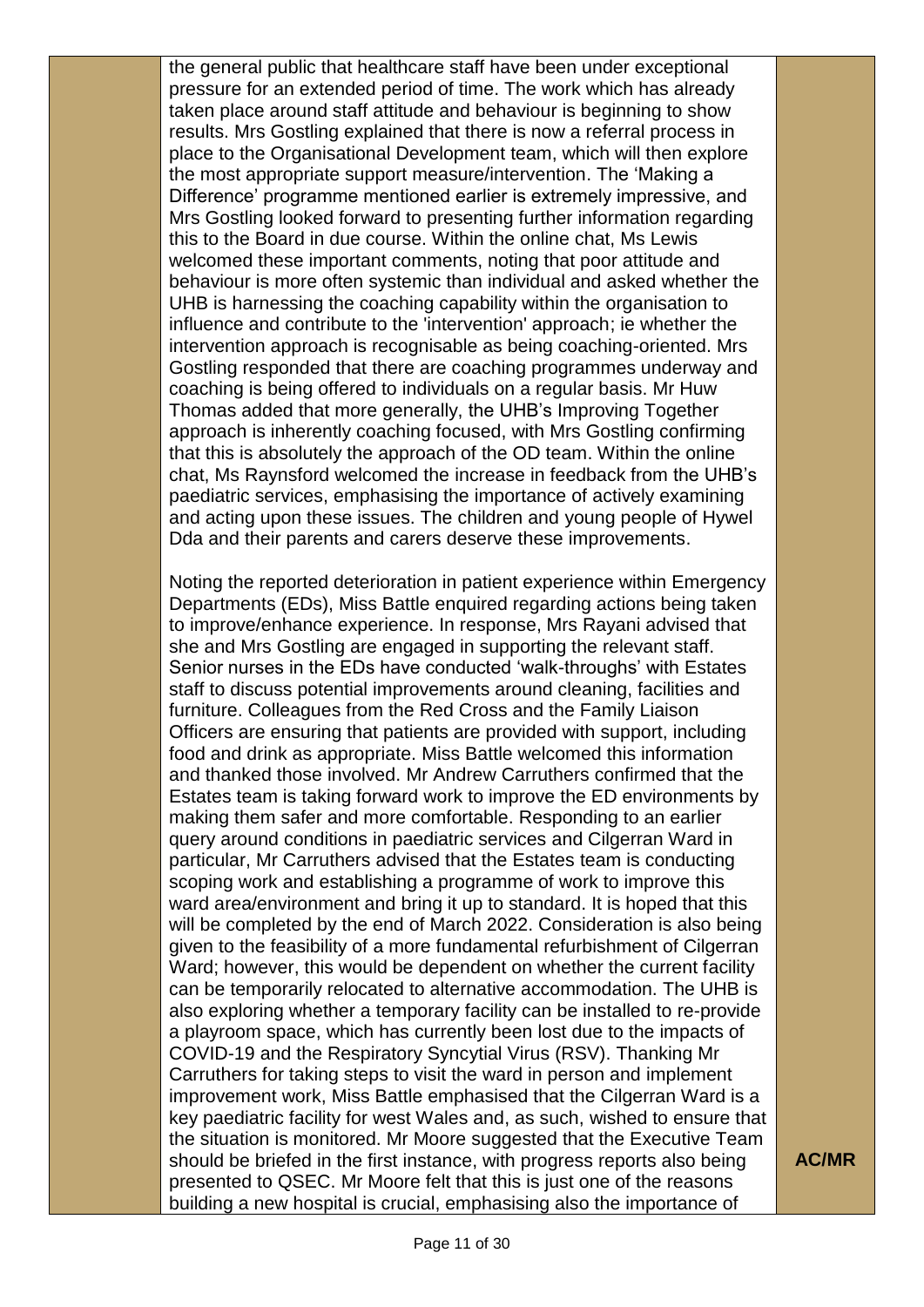| | | |
|---|---|---|
| | the general public that healthcare staff have been under exceptional pressure for an extended period of time. The work which has already taken place around staff attitude and behaviour is beginning to show results. Mrs Gostling explained that there is now a referral process in place to the Organisational Development team, which will then explore the most appropriate support measure/intervention. The 'Making a Difference' programme mentioned earlier is extremely impressive, and Mrs Gostling looked forward to presenting further information regarding this to the Board in due course. Within the online chat, Ms Lewis welcomed these important comments, noting that poor attitude and behaviour is more often systemic than individual and asked whether the UHB is harnessing the coaching capability within the organisation to influence and contribute to the 'intervention' approach; ie whether the intervention approach is recognisable as being coaching-oriented. Mrs Gostling responded that there are coaching programmes underway and coaching is being offered to individuals on a regular basis. Mr Huw Thomas added that more generally, the UHB's Improving Together approach is inherently coaching focused, with Mrs Gostling confirming that this is absolutely the approach of the OD team. Within the online chat, Ms Raynsford welcomed the increase in feedback from the UHB's paediatric services, emphasising the importance of actively examining and acting upon these issues. The children and young people of Hywel Dda and their parents and carers deserve these improvements.<br><br>Noting the reported deterioration in patient experience within Emergency Departments (EDs), Miss Battle enquired regarding actions being taken to improve/enhance experience. In response, Mrs Rayani advised that she and Mrs Gostling are engaged in supporting the relevant staff. Senior nurses in the EDs have conducted 'walk-throughs' with Estates staff to discuss potential improvements around cleaning, facilities and furniture. Colleagues from the Red Cross and the Family Liaison Officers are ensuring that patients are provided with support, including food and drink as appropriate. Miss Battle welcomed this information and thanked those involved. Mr Andrew Carruthers confirmed that the Estates team is taking forward work to improve the ED environments by making them safer and more comfortable. Responding to an earlier query around conditions in paediatric services and Cilgerran Ward in particular, Mr Carruthers advised that the Estates team is conducting scoping work and establishing a programme of work to improve this ward area/environment and bring it up to standard. It is hoped that this will be completed by the end of March 2022. Consideration is also being given to the feasibility of a more fundamental refurbishment of Cilgerran Ward; however, this would be dependent on whether the current facility can be temporarily relocated to alternative accommodation. The UHB is also exploring whether a temporary facility can be installed to re-provide a playroom space, which has currently been lost due to the impacts of COVID-19 and the Respiratory Syncytial Virus (RSV). Thanking Mr Carruthers for taking steps to visit the ward in person and implement improvement work, Miss Battle emphasised that the Cilgerran Ward is a key paediatric facility for west Wales and, as such, wished to ensure that the situation is monitored. Mr Moore suggested that the Executive Team should be briefed in the first instance, with progress reports also being presented to QSEC. Mr Moore felt that this is just one of the reasons building a new hospital is crucial, emphasising also the importance of | **AC/MR** |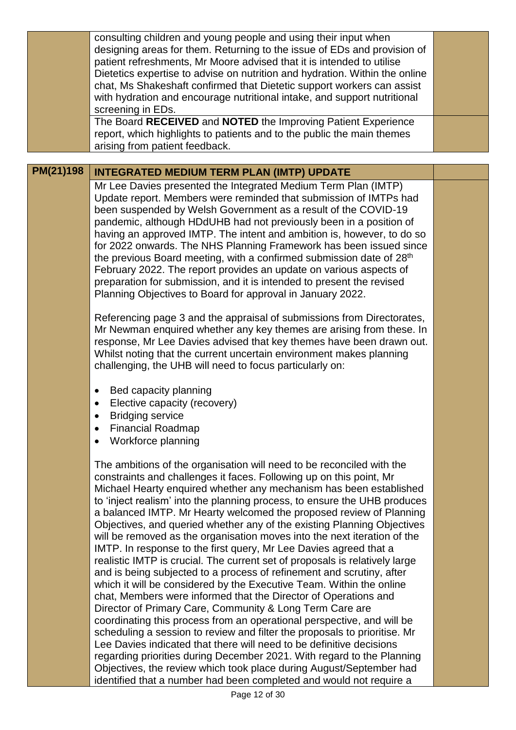| | | |
|---|---|---|
| | consulting children and young people and using their input when designing areas for them. Returning to the issue of EDs and provision of patient refreshments, Mr Moore advised that it is intended to utilise Dietetics expertise to advise on nutrition and hydration. Within the online chat, Ms Shakeshaft confirmed that Dietetic support workers can assist with hydration and encourage nutritional intake, and support nutritional screening in EDs. | |
| | The Board **RECEIVED** and **NOTED** the Improving Patient Experience report, which highlights to patients and to the public the main themes arising from patient feedback. | |

| | | |
|---|---|---|
| **PM(21)198** | **INTEGRATED MEDIUM TERM PLAN (IMTP) UPDATE** | |
| | Mr Lee Davies presented the Integrated Medium Term Plan (IMTP) Update report. Members were reminded that submission of IMTPs had been suspended by Welsh Government as a result of the COVID-19 pandemic, although HDdUHB had not previously been in a position of having an approved IMTP. The intent and ambition is, however, to do so for 2022 onwards. The NHS Planning Framework has been issued since the previous Board meeting, with a confirmed submission date of 28th February 2022. The report provides an update on various aspects of preparation for submission, and it is intended to present the revised Planning Objectives to Board for approval in January 2022.<br><br>Referencing page 3 and the appraisal of submissions from Directorates, Mr Newman enquired whether any key themes are arising from these. In response, Mr Lee Davies advised that key themes have been drawn out. Whilst noting that the current uncertain environment makes planning challenging, the UHB will need to focus particularly on:<br><br>• Bed capacity planning<br>• Elective capacity (recovery)<br>• Bridging service<br>• Financial Roadmap<br>• Workforce planning<br><br>The ambitions of the organisation will need to be reconciled with the constraints and challenges it faces. Following up on this point, Mr Michael Hearty enquired whether any mechanism has been established to 'inject realism' into the planning process, to ensure the UHB produces a balanced IMTP. Mr Hearty welcomed the proposed review of Planning Objectives, and queried whether any of the existing Planning Objectives will be removed as the organisation moves into the next iteration of the IMTP. In response to the first query, Mr Lee Davies agreed that a realistic IMTP is crucial. The current set of proposals is relatively large and is being subjected to a process of refinement and scrutiny, after which it will be considered by the Executive Team. Within the online chat, Members were informed that the Director of Operations and Director of Primary Care, Community & Long Term Care are coordinating this process from an operational perspective, and will be scheduling a session to review and filter the proposals to prioritise. Mr Lee Davies indicated that there will need to be definitive decisions regarding priorities during December 2021. With regard to the Planning Objectives, the review which took place during August/September had identified that a number had been completed and would not require a | |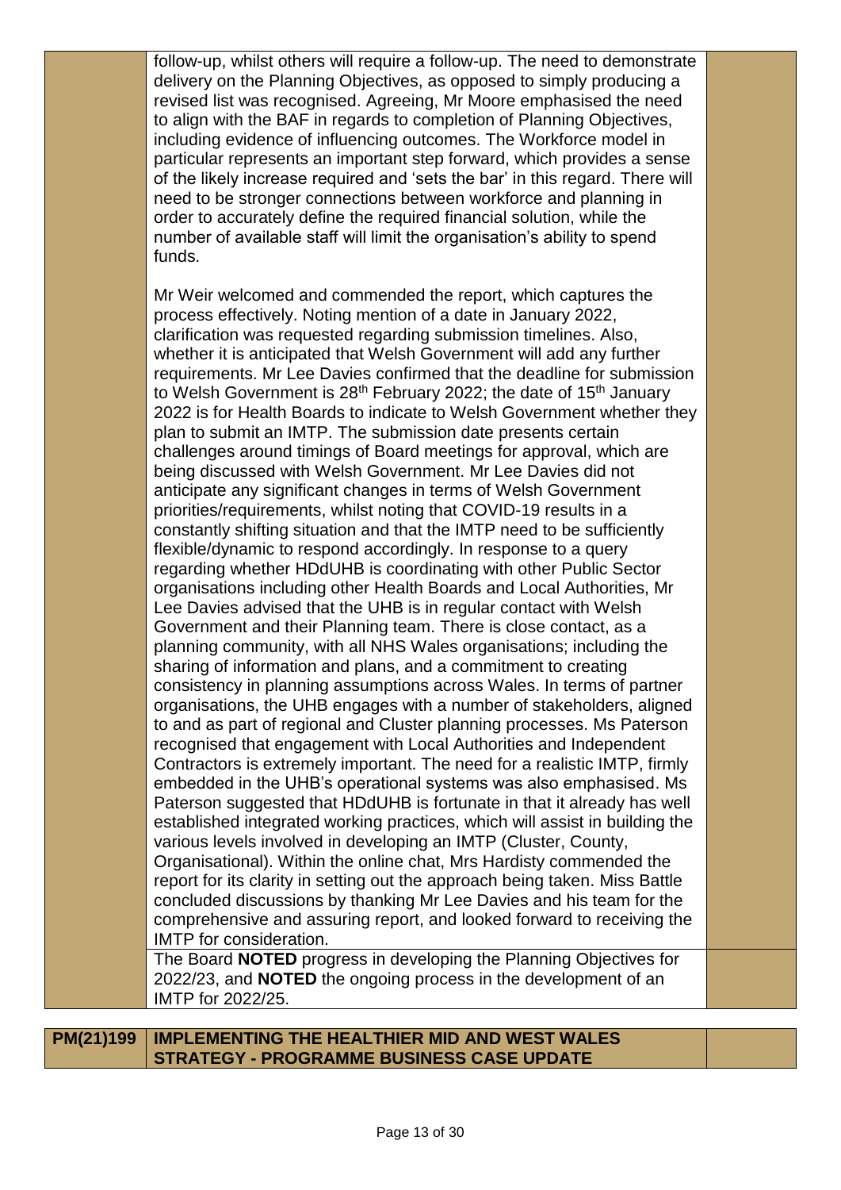follow-up, whilst others will require a follow-up. The need to demonstrate delivery on the Planning Objectives, as opposed to simply producing a revised list was recognised. Agreeing, Mr Moore emphasised the need to align with the BAF in regards to completion of Planning Objectives, including evidence of influencing outcomes. The Workforce model in particular represents an important step forward, which provides a sense of the likely increase required and 'sets the bar' in this regard. There will need to be stronger connections between workforce and planning in order to accurately define the required financial solution, while the number of available staff will limit the organisation's ability to spend funds.

Mr Weir welcomed and commended the report, which captures the process effectively. Noting mention of a date in January 2022, clarification was requested regarding submission timelines. Also, whether it is anticipated that Welsh Government will add any further requirements. Mr Lee Davies confirmed that the deadline for submission to Welsh Government is 28th February 2022; the date of 15th January 2022 is for Health Boards to indicate to Welsh Government whether they plan to submit an IMTP. The submission date presents certain challenges around timings of Board meetings for approval, which are being discussed with Welsh Government. Mr Lee Davies did not anticipate any significant changes in terms of Welsh Government priorities/requirements, whilst noting that COVID-19 results in a constantly shifting situation and that the IMTP need to be sufficiently flexible/dynamic to respond accordingly. In response to a query regarding whether HDdUHB is coordinating with other Public Sector organisations including other Health Boards and Local Authorities, Mr Lee Davies advised that the UHB is in regular contact with Welsh Government and their Planning team. There is close contact, as a planning community, with all NHS Wales organisations; including the sharing of information and plans, and a commitment to creating consistency in planning assumptions across Wales. In terms of partner organisations, the UHB engages with a number of stakeholders, aligned to and as part of regional and Cluster planning processes. Ms Paterson recognised that engagement with Local Authorities and Independent Contractors is extremely important. The need for a realistic IMTP, firmly embedded in the UHB's operational systems was also emphasised. Ms Paterson suggested that HDdUHB is fortunate in that it already has well established integrated working practices, which will assist in building the various levels involved in developing an IMTP (Cluster, County, Organisational). Within the online chat, Mrs Hardisty commended the report for its clarity in setting out the approach being taken. Miss Battle concluded discussions by thanking Mr Lee Davies and his team for the comprehensive and assuring report, and looked forward to receiving the IMTP for consideration.

The Board **NOTED** progress in developing the Planning Objectives for 2022/23, and **NOTED** the ongoing process in the development of an IMTP for 2022/25.

| **PM(21)199** | **IMPLEMENTING THE HEALTHIER MID AND WEST WALES STRATEGY - PROGRAMME BUSINESS CASE UPDATE** | |
|---|---|---|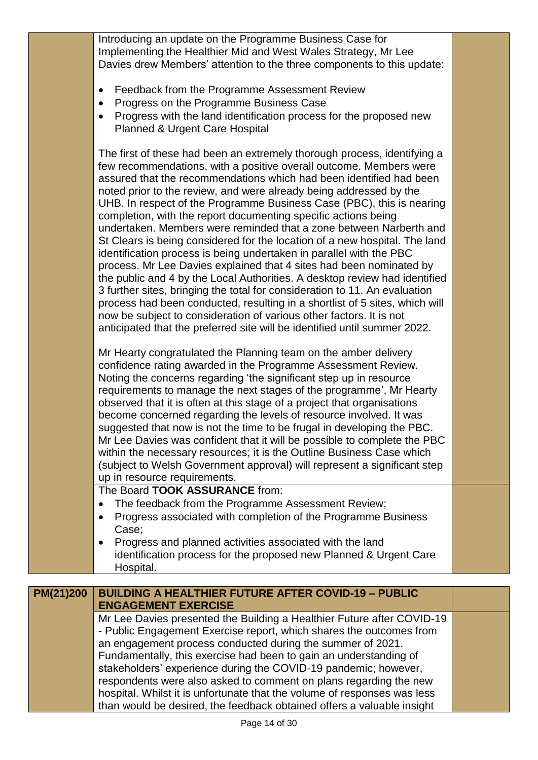| | | |
|---|---|---|
| | Introducing an update on the Programme Business Case for Implementing the Healthier Mid and West Wales Strategy, Mr Lee Davies drew Members' attention to the three components to this update:<br><br>• Feedback from the Programme Assessment Review<br>• Progress on the Programme Business Case<br>• Progress with the land identification process for the proposed new Planned & Urgent Care Hospital<br><br>The first of these had been an extremely thorough process, identifying a few recommendations, with a positive overall outcome. Members were assured that the recommendations which had been identified had been noted prior to the review, and were already being addressed by the UHB. In respect of the Programme Business Case (PBC), this is nearing completion, with the report documenting specific actions being undertaken. Members were reminded that a zone between Narberth and St Clears is being considered for the location of a new hospital. The land identification process is being undertaken in parallel with the PBC process. Mr Lee Davies explained that 4 sites had been nominated by the public and 4 by the Local Authorities. A desktop review had identified 3 further sites, bringing the total for consideration to 11. An evaluation process had been conducted, resulting in a shortlist of 5 sites, which will now be subject to consideration of various other factors. It is not anticipated that the preferred site will be identified until summer 2022.<br><br>Mr Hearty congratulated the Planning team on the amber delivery confidence rating awarded in the Programme Assessment Review. Noting the concerns regarding 'the significant step up in resource requirements to manage the next stages of the programme', Mr Hearty observed that it is often at this stage of a project that organisations become concerned regarding the levels of resource involved. It was suggested that now is not the time to be frugal in developing the PBC. Mr Lee Davies was confident that it will be possible to complete the PBC within the necessary resources; it is the Outline Business Case which (subject to Welsh Government approval) will represent a significant step up in resource requirements. | |
| | The Board **TOOK ASSURANCE** from:<br>• The feedback from the Programme Assessment Review;<br>• Progress associated with completion of the Programme Business Case;<br>• Progress and planned activities associated with the land identification process for the proposed new Planned & Urgent Care Hospital. | |

| **PM(21)200** | **BUILDING A HEALTHIER FUTURE AFTER COVID-19 – PUBLIC ENGAGEMENT EXERCISE** | |
|---|---|---|
| | Mr Lee Davies presented the Building a Healthier Future after COVID-19 - Public Engagement Exercise report, which shares the outcomes from an engagement process conducted during the summer of 2021. Fundamentally, this exercise had been to gain an understanding of stakeholders' experience during the COVID-19 pandemic; however, respondents were also asked to comment on plans regarding the new hospital. Whilst it is unfortunate that the volume of responses was less than would be desired, the feedback obtained offers a valuable insight | |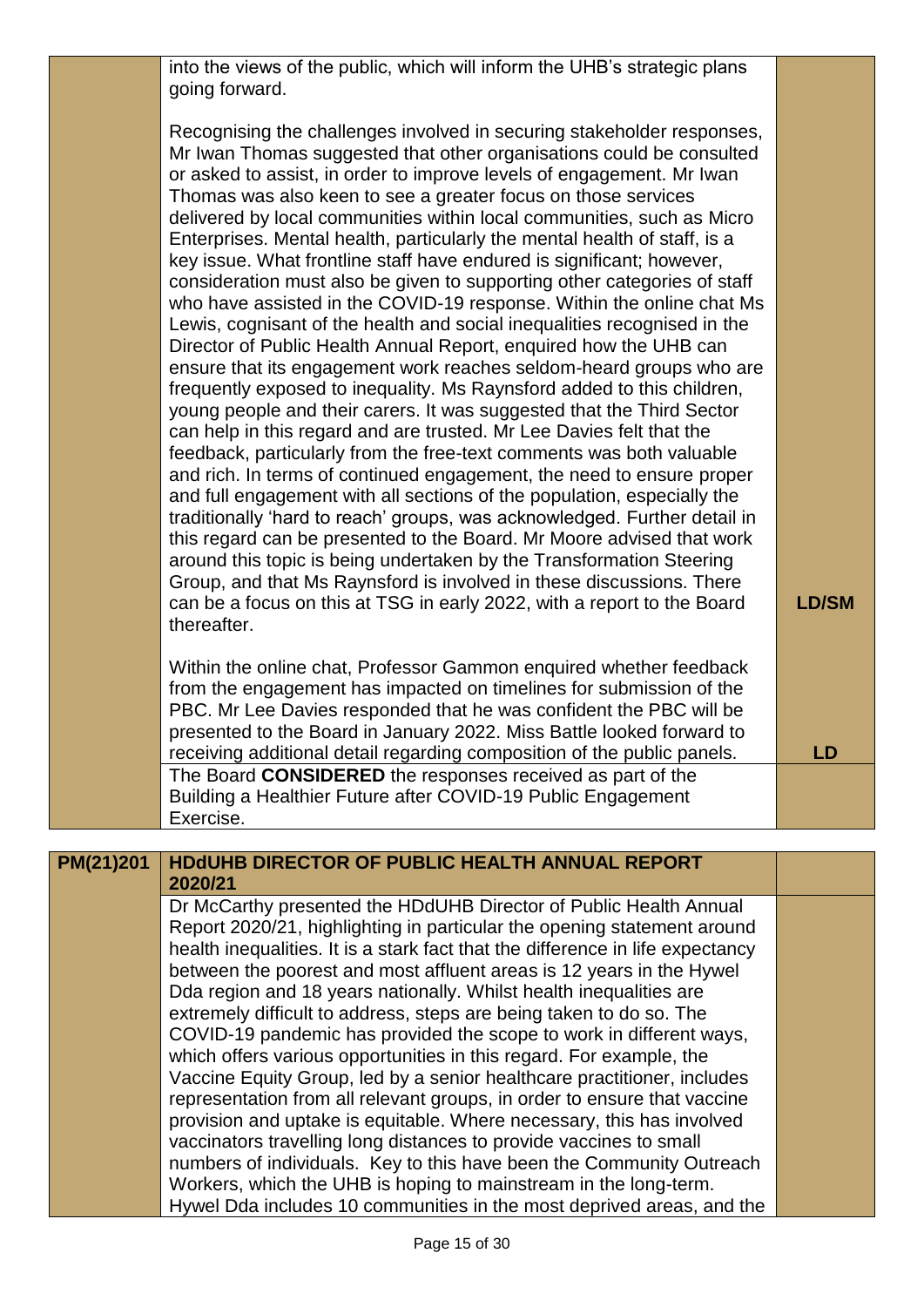| | | |
|---|---|---|
| | into the views of the public, which will inform the UHB's strategic plans going forward.<br><br>Recognising the challenges involved in securing stakeholder responses, Mr Iwan Thomas suggested that other organisations could be consulted or asked to assist, in order to improve levels of engagement. Mr Iwan Thomas was also keen to see a greater focus on those services delivered by local communities within local communities, such as Micro Enterprises. Mental health, particularly the mental health of staff, is a key issue. What frontline staff have endured is significant; however, consideration must also be given to supporting other categories of staff who have assisted in the COVID-19 response. Within the online chat Ms Lewis, cognisant of the health and social inequalities recognised in the Director of Public Health Annual Report, enquired how the UHB can ensure that its engagement work reaches seldom-heard groups who are frequently exposed to inequality. Ms Raynsford added to this children, young people and their carers. It was suggested that the Third Sector can help in this regard and are trusted. Mr Lee Davies felt that the feedback, particularly from the free-text comments was both valuable and rich. In terms of continued engagement, the need to ensure proper and full engagement with all sections of the population, especially the traditionally 'hard to reach' groups, was acknowledged. Further detail in this regard can be presented to the Board. Mr Moore advised that work around this topic is being undertaken by the Transformation Steering Group, and that Ms Raynsford is involved in these discussions. There can be a focus on this at TSG in early 2022, with a report to the Board thereafter.<br><br>Within the online chat, Professor Gammon enquired whether feedback from the engagement has impacted on timelines for submission of the PBC. Mr Lee Davies responded that he was confident the PBC will be presented to the Board in January 2022. Miss Battle looked forward to receiving additional detail regarding composition of the public panels. | **LD/SM**<br><br>**LD** |
| | The Board **CONSIDERED** the responses received as part of the Building a Healthier Future after COVID-19 Public Engagement Exercise. | |

| | | |
|---|---|---|
| **PM(21)201** | **HDdUHB DIRECTOR OF PUBLIC HEALTH ANNUAL REPORT 2020/21** | |
| | Dr McCarthy presented the HDdUHB Director of Public Health Annual Report 2020/21, highlighting in particular the opening statement around health inequalities. It is a stark fact that the difference in life expectancy between the poorest and most affluent areas is 12 years in the Hywel Dda region and 18 years nationally. Whilst health inequalities are extremely difficult to address, steps are being taken to do so. The COVID-19 pandemic has provided the scope to work in different ways, which offers various opportunities in this regard. For example, the Vaccine Equity Group, led by a senior healthcare practitioner, includes representation from all relevant groups, in order to ensure that vaccine provision and uptake is equitable. Where necessary, this has involved vaccinators travelling long distances to provide vaccines to small numbers of individuals. Key to this have been the Community Outreach Workers, which the UHB is hoping to mainstream in the long-term. Hywel Dda includes 10 communities in the most deprived areas, and the | |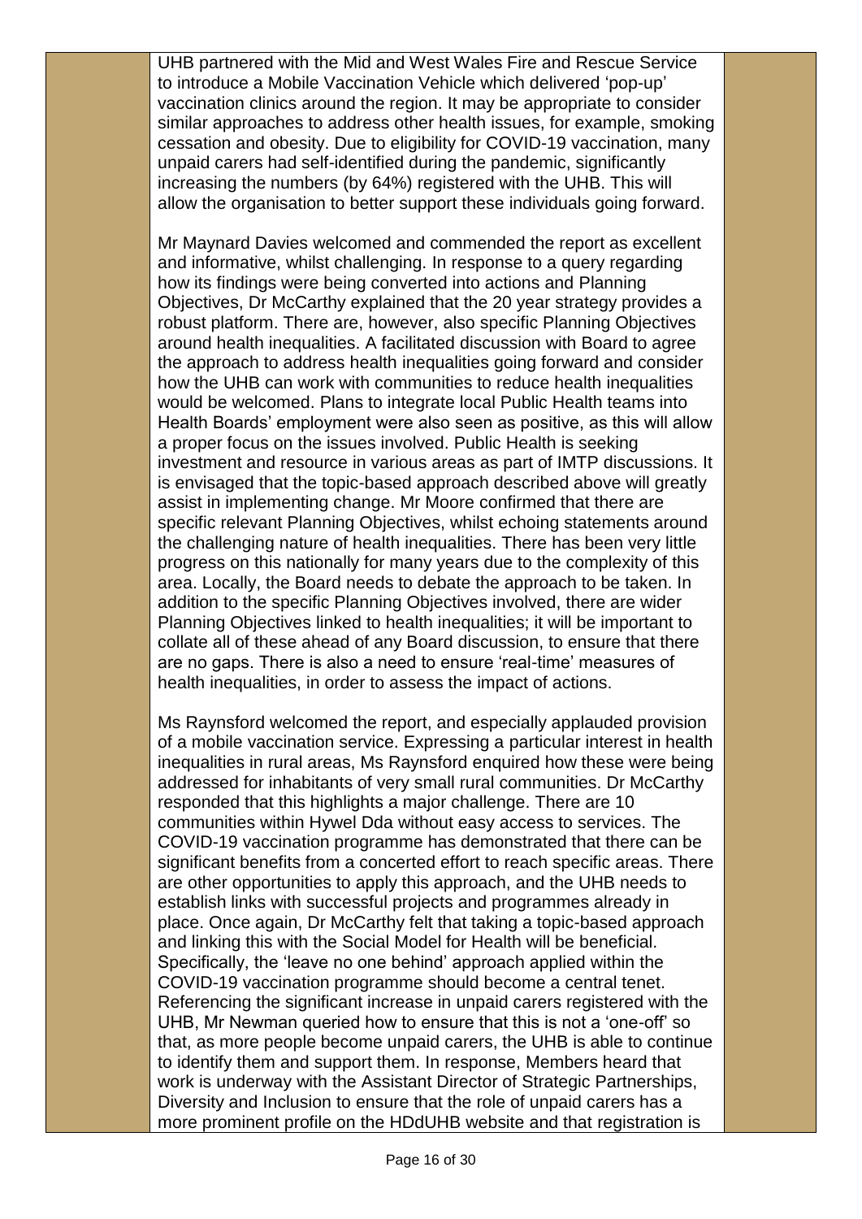UHB partnered with the Mid and West Wales Fire and Rescue Service to introduce a Mobile Vaccination Vehicle which delivered 'pop-up' vaccination clinics around the region. It may be appropriate to consider similar approaches to address other health issues, for example, smoking cessation and obesity. Due to eligibility for COVID-19 vaccination, many unpaid carers had self-identified during the pandemic, significantly increasing the numbers (by 64%) registered with the UHB. This will allow the organisation to better support these individuals going forward.

Mr Maynard Davies welcomed and commended the report as excellent and informative, whilst challenging. In response to a query regarding how its findings were being converted into actions and Planning Objectives, Dr McCarthy explained that the 20 year strategy provides a robust platform. There are, however, also specific Planning Objectives around health inequalities. A facilitated discussion with Board to agree the approach to address health inequalities going forward and consider how the UHB can work with communities to reduce health inequalities would be welcomed. Plans to integrate local Public Health teams into Health Boards' employment were also seen as positive, as this will allow a proper focus on the issues involved. Public Health is seeking investment and resource in various areas as part of IMTP discussions. It is envisaged that the topic-based approach described above will greatly assist in implementing change. Mr Moore confirmed that there are specific relevant Planning Objectives, whilst echoing statements around the challenging nature of health inequalities. There has been very little progress on this nationally for many years due to the complexity of this area. Locally, the Board needs to debate the approach to be taken. In addition to the specific Planning Objectives involved, there are wider Planning Objectives linked to health inequalities; it will be important to collate all of these ahead of any Board discussion, to ensure that there are no gaps. There is also a need to ensure 'real-time' measures of health inequalities, in order to assess the impact of actions.

Ms Raynsford welcomed the report, and especially applauded provision of a mobile vaccination service. Expressing a particular interest in health inequalities in rural areas, Ms Raynsford enquired how these were being addressed for inhabitants of very small rural communities. Dr McCarthy responded that this highlights a major challenge. There are 10 communities within Hywel Dda without easy access to services. The COVID-19 vaccination programme has demonstrated that there can be significant benefits from a concerted effort to reach specific areas. There are other opportunities to apply this approach, and the UHB needs to establish links with successful projects and programmes already in place. Once again, Dr McCarthy felt that taking a topic-based approach and linking this with the Social Model for Health will be beneficial. Specifically, the 'leave no one behind' approach applied within the COVID-19 vaccination programme should become a central tenet. Referencing the significant increase in unpaid carers registered with the UHB, Mr Newman queried how to ensure that this is not a 'one-off' so that, as more people become unpaid carers, the UHB is able to continue to identify them and support them. In response, Members heard that work is underway with the Assistant Director of Strategic Partnerships, Diversity and Inclusion to ensure that the role of unpaid carers has a more prominent profile on the HDdUHB website and that registration is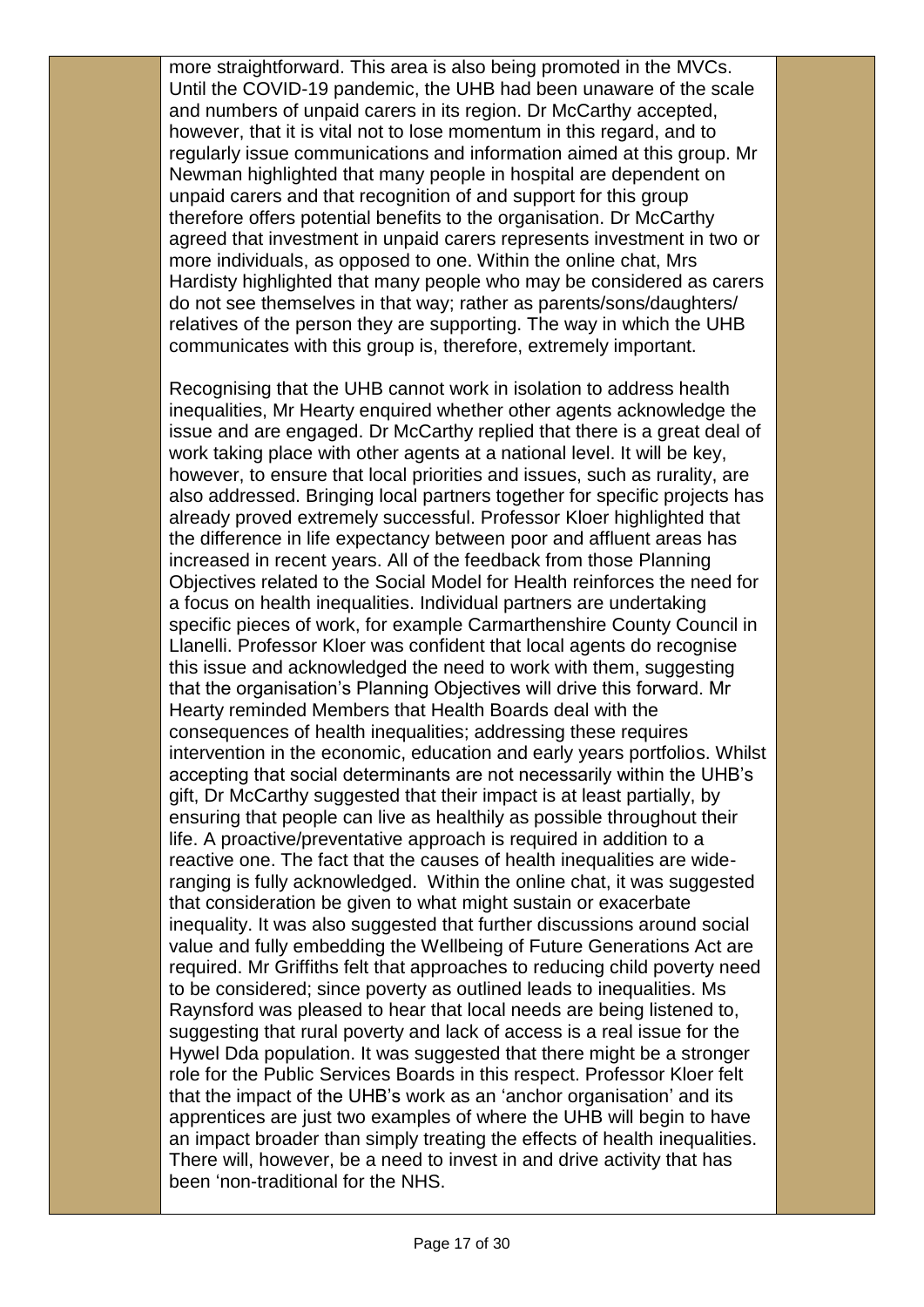more straightforward. This area is also being promoted in the MVCs. Until the COVID-19 pandemic, the UHB had been unaware of the scale and numbers of unpaid carers in its region. Dr McCarthy accepted, however, that it is vital not to lose momentum in this regard, and to regularly issue communications and information aimed at this group. Mr Newman highlighted that many people in hospital are dependent on unpaid carers and that recognition of and support for this group therefore offers potential benefits to the organisation. Dr McCarthy agreed that investment in unpaid carers represents investment in two or more individuals, as opposed to one. Within the online chat, Mrs Hardisty highlighted that many people who may be considered as carers do not see themselves in that way; rather as parents/sons/daughters/ relatives of the person they are supporting. The way in which the UHB communicates with this group is, therefore, extremely important.

Recognising that the UHB cannot work in isolation to address health inequalities, Mr Hearty enquired whether other agents acknowledge the issue and are engaged. Dr McCarthy replied that there is a great deal of work taking place with other agents at a national level. It will be key, however, to ensure that local priorities and issues, such as rurality, are also addressed. Bringing local partners together for specific projects has already proved extremely successful. Professor Kloer highlighted that the difference in life expectancy between poor and affluent areas has increased in recent years. All of the feedback from those Planning Objectives related to the Social Model for Health reinforces the need for a focus on health inequalities. Individual partners are undertaking specific pieces of work, for example Carmarthenshire County Council in Llanelli. Professor Kloer was confident that local agents do recognise this issue and acknowledged the need to work with them, suggesting that the organisation's Planning Objectives will drive this forward. Mr Hearty reminded Members that Health Boards deal with the consequences of health inequalities; addressing these requires intervention in the economic, education and early years portfolios. Whilst accepting that social determinants are not necessarily within the UHB's gift, Dr McCarthy suggested that their impact is at least partially, by ensuring that people can live as healthily as possible throughout their life. A proactive/preventative approach is required in addition to a reactive one. The fact that the causes of health inequalities are wide-ranging is fully acknowledged. Within the online chat, it was suggested that consideration be given to what might sustain or exacerbate inequality. It was also suggested that further discussions around social value and fully embedding the Wellbeing of Future Generations Act are required. Mr Griffiths felt that approaches to reducing child poverty need to be considered; since poverty as outlined leads to inequalities. Ms Raynsford was pleased to hear that local needs are being listened to, suggesting that rural poverty and lack of access is a real issue for the Hywel Dda population. It was suggested that there might be a stronger role for the Public Services Boards in this respect. Professor Kloer felt that the impact of the UHB's work as an 'anchor organisation' and its apprentices are just two examples of where the UHB will begin to have an impact broader than simply treating the effects of health inequalities. There will, however, be a need to invest in and drive activity that has been 'non-traditional for the NHS.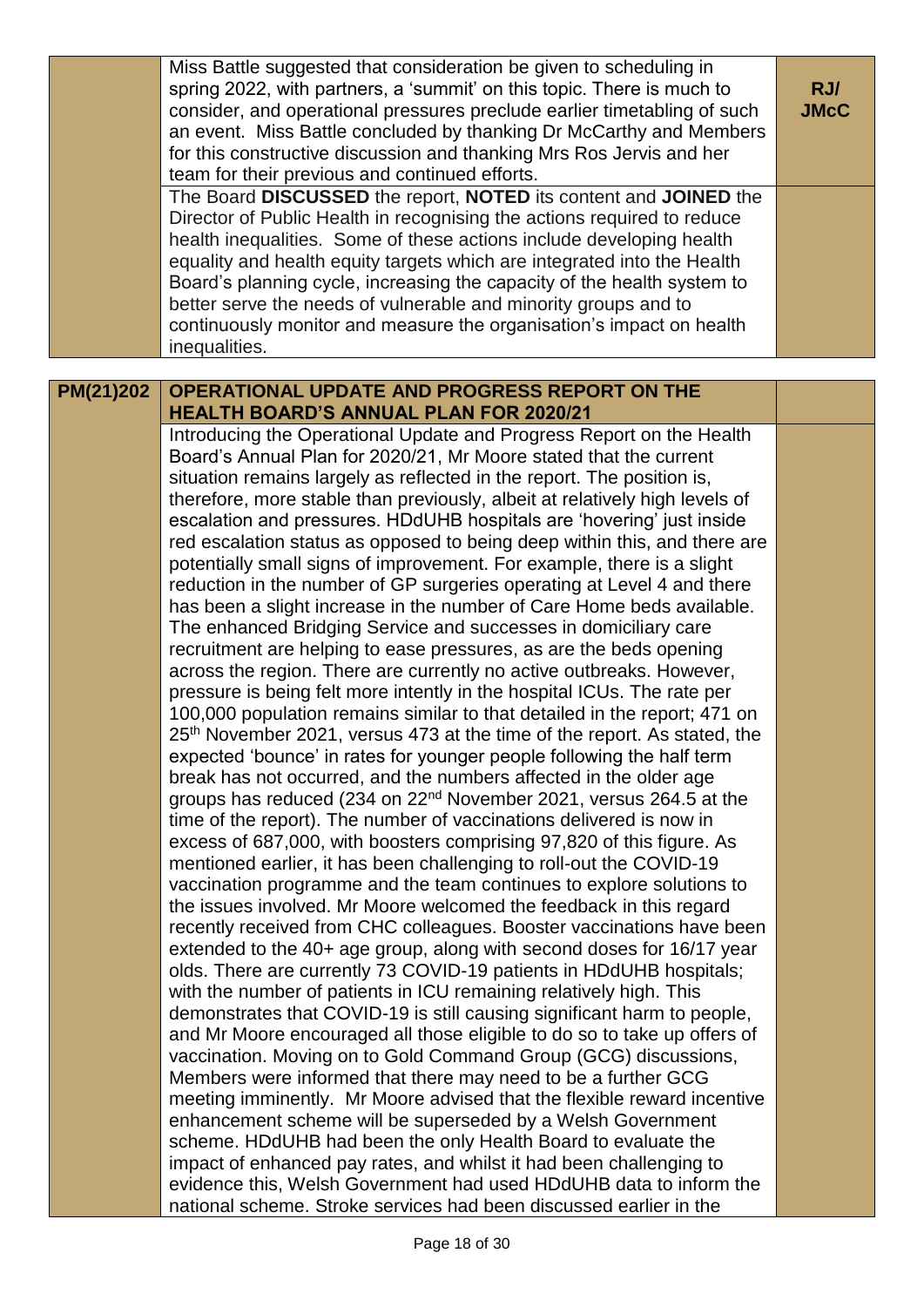| | | |
|---|---|---|
| | Miss Battle suggested that consideration be given to scheduling in spring 2022, with partners, a 'summit' on this topic. There is much to consider, and operational pressures preclude earlier timetabling of such an event. Miss Battle concluded by thanking Dr McCarthy and Members for this constructive discussion and thanking Mrs Ros Jervis and her team for their previous and continued efforts. | **RJ/ JMcC** |
| | The Board **DISCUSSED** the report, **NOTED** its content and **JOINED** the Director of Public Health in recognising the actions required to reduce health inequalities. Some of these actions include developing health equality and health equity targets which are integrated into the Health Board's planning cycle, increasing the capacity of the health system to better serve the needs of vulnerable and minority groups and to continuously monitor and measure the organisation's impact on health inequalities. | |

| | | |
|---|---|---|
| **PM(21)202** | **OPERATIONAL UPDATE AND PROGRESS REPORT ON THE HEALTH BOARD'S ANNUAL PLAN FOR 2020/21** | |
| | Introducing the Operational Update and Progress Report on the Health Board's Annual Plan for 2020/21, Mr Moore stated that the current situation remains largely as reflected in the report. The position is, therefore, more stable than previously, albeit at relatively high levels of escalation and pressures. HDdUHB hospitals are 'hovering' just inside red escalation status as opposed to being deep within this, and there are potentially small signs of improvement. For example, there is a slight reduction in the number of GP surgeries operating at Level 4 and there has been a slight increase in the number of Care Home beds available. The enhanced Bridging Service and successes in domiciliary care recruitment are helping to ease pressures, as are the beds opening across the region. There are currently no active outbreaks. However, pressure is being felt more intently in the hospital ICUs. The rate per 100,000 population remains similar to that detailed in the report; 471 on 25th November 2021, versus 473 at the time of the report. As stated, the expected 'bounce' in rates for younger people following the half term break has not occurred, and the numbers affected in the older age groups has reduced (234 on 22nd November 2021, versus 264.5 at the time of the report). The number of vaccinations delivered is now in excess of 687,000, with boosters comprising 97,820 of this figure. As mentioned earlier, it has been challenging to roll-out the COVID-19 vaccination programme and the team continues to explore solutions to the issues involved. Mr Moore welcomed the feedback in this regard recently received from CHC colleagues. Booster vaccinations have been extended to the 40+ age group, along with second doses for 16/17 year olds. There are currently 73 COVID-19 patients in HDdUHB hospitals; with the number of patients in ICU remaining relatively high. This demonstrates that COVID-19 is still causing significant harm to people, and Mr Moore encouraged all those eligible to do so to take up offers of vaccination. Moving on to Gold Command Group (GCG) discussions, Members were informed that there may need to be a further GCG meeting imminently. Mr Moore advised that the flexible reward incentive enhancement scheme will be superseded by a Welsh Government scheme. HDdUHB had been the only Health Board to evaluate the impact of enhanced pay rates, and whilst it had been challenging to evidence this, Welsh Government had used HDdUHB data to inform the national scheme. Stroke services had been discussed earlier in the | |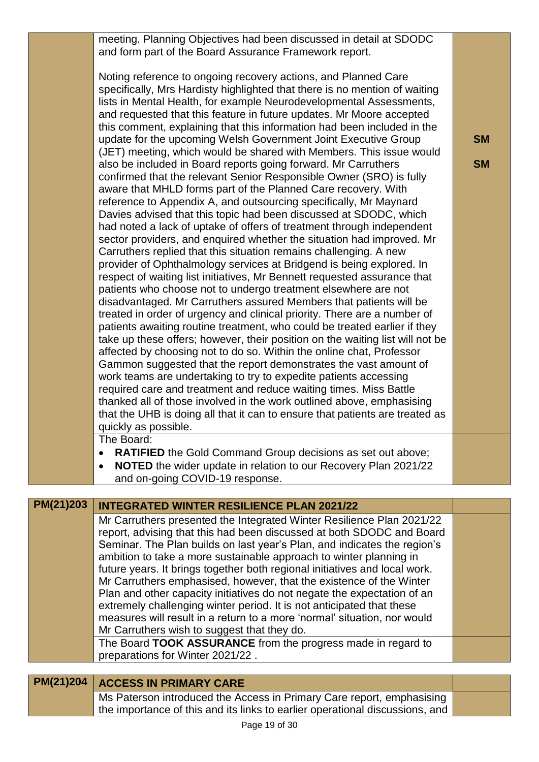| | | |
|---|---|---|
| | meeting. Planning Objectives had been discussed in detail at SDODC and form part of the Board Assurance Framework report.<br><br>Noting reference to ongoing recovery actions, and Planned Care specifically, Mrs Hardisty highlighted that there is no mention of waiting lists in Mental Health, for example Neurodevelopmental Assessments, and requested that this feature in future updates. Mr Moore accepted this comment, explaining that this information had been included in the update for the upcoming Welsh Government Joint Executive Group (JET) meeting, which would be shared with Members. This issue would also be included in Board reports going forward. Mr Carruthers confirmed that the relevant Senior Responsible Owner (SRO) is fully aware that MHLD forms part of the Planned Care recovery. With reference to Appendix A, and outsourcing specifically, Mr Maynard Davies advised that this topic had been discussed at SDODC, which had noted a lack of uptake of offers of treatment through independent sector providers, and enquired whether the situation had improved. Mr Carruthers replied that this situation remains challenging. A new provider of Ophthalmology services at Bridgend is being explored. In respect of waiting list initiatives, Mr Bennett requested assurance that patients who choose not to undergo treatment elsewhere are not disadvantaged. Mr Carruthers assured Members that patients will be treated in order of urgency and clinical priority. There are a number of patients awaiting routine treatment, who could be treated earlier if they take up these offers; however, their position on the waiting list will not be affected by choosing not to do so. Within the online chat, Professor Gammon suggested that the report demonstrates the vast amount of work teams are undertaking to try to expedite patients accessing required care and treatment and reduce waiting times. Miss Battle thanked all of those involved in the work outlined above, emphasising that the UHB is doing all that it can to ensure that patients are treated as quickly as possible. | **SM**<br><br>**SM** |
| | The Board:<br>• **RATIFIED** the Gold Command Group decisions as set out above;<br>• **NOTED** the wider update in relation to our Recovery Plan 2021/22 and on-going COVID-19 response. | |

| | | |
|---|---|---|
| **PM(21)203** | **INTEGRATED WINTER RESILIENCE PLAN 2021/22** | |
| | Mr Carruthers presented the Integrated Winter Resilience Plan 2021/22 report, advising that this had been discussed at both SDODC and Board Seminar. The Plan builds on last year's Plan, and indicates the region's ambition to take a more sustainable approach to winter planning in future years. It brings together both regional initiatives and local work. Mr Carruthers emphasised, however, that the existence of the Winter Plan and other capacity initiatives do not negate the expectation of an extremely challenging winter period. It is not anticipated that these measures will result in a return to a more 'normal' situation, nor would Mr Carruthers wish to suggest that they do. | |
| | The Board **TOOK ASSURANCE** from the progress made in regard to preparations for Winter 2021/22 . | |

| | | |
|---|---|---|
| **PM(21)204** | **ACCESS IN PRIMARY CARE** | |
| | Ms Paterson introduced the Access in Primary Care report, emphasising the importance of this and its links to earlier operational discussions, and | |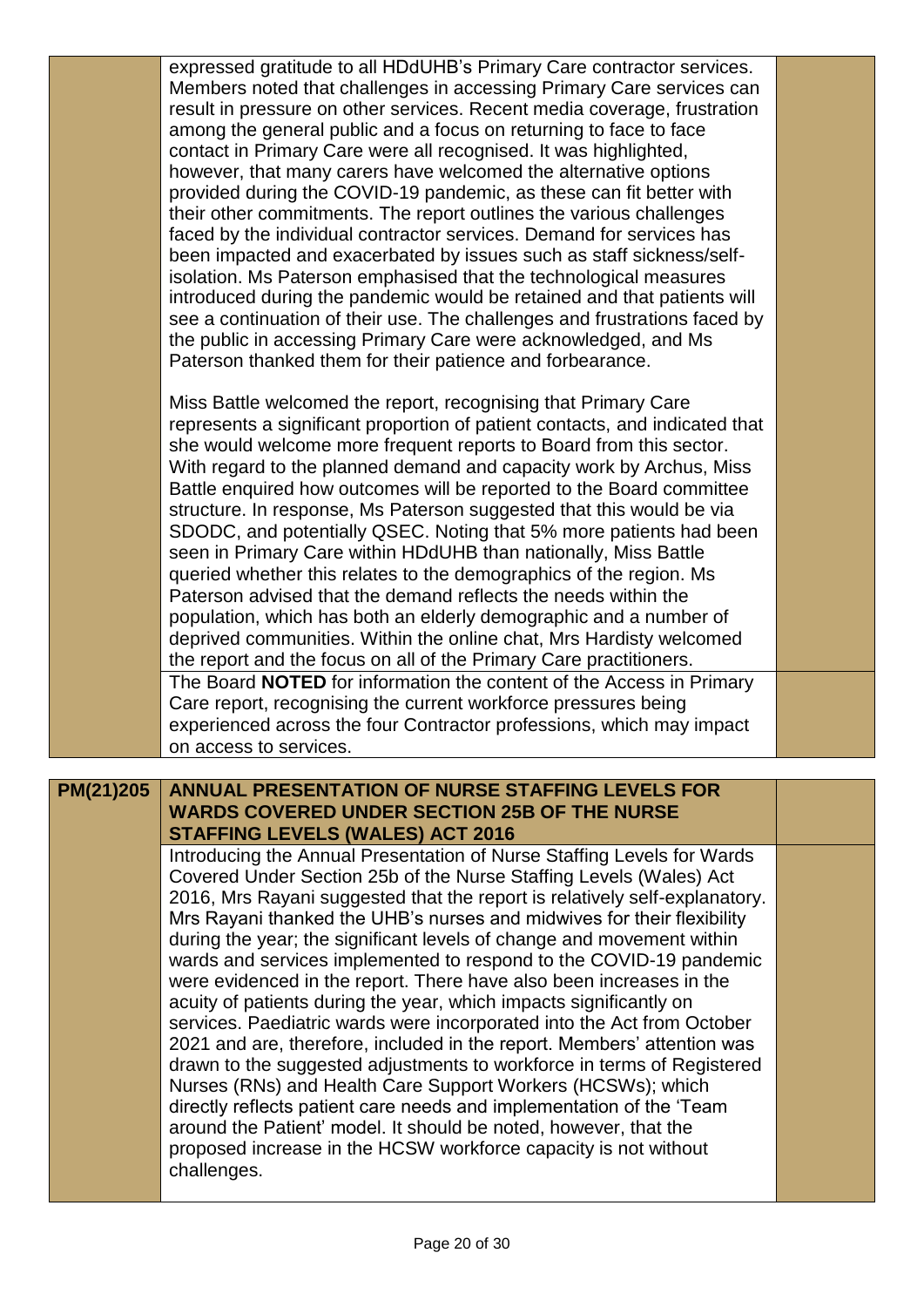| | | |
|---|---|---|
| | expressed gratitude to all HDdUHB's Primary Care contractor services. Members noted that challenges in accessing Primary Care services can result in pressure on other services. Recent media coverage, frustration among the general public and a focus on returning to face to face contact in Primary Care were all recognised. It was highlighted, however, that many carers have welcomed the alternative options provided during the COVID-19 pandemic, as these can fit better with their other commitments. The report outlines the various challenges faced by the individual contractor services. Demand for services has been impacted and exacerbated by issues such as staff sickness/self-isolation. Ms Paterson emphasised that the technological measures introduced during the pandemic would be retained and that patients will see a continuation of their use. The challenges and frustrations faced by the public in accessing Primary Care were acknowledged, and Ms Paterson thanked them for their patience and forbearance.<br><br>Miss Battle welcomed the report, recognising that Primary Care represents a significant proportion of patient contacts, and indicated that she would welcome more frequent reports to Board from this sector. With regard to the planned demand and capacity work by Archus, Miss Battle enquired how outcomes will be reported to the Board committee structure. In response, Ms Paterson suggested that this would be via SDODC, and potentially QSEC. Noting that 5% more patients had been seen in Primary Care within HDdUHB than nationally, Miss Battle queried whether this relates to the demographics of the region. Ms Paterson advised that the demand reflects the needs within the population, which has both an elderly demographic and a number of deprived communities. Within the online chat, Mrs Hardisty welcomed the report and the focus on all of the Primary Care practitioners. | |
| | The Board **NOTED** for information the content of the Access in Primary Care report, recognising the current workforce pressures being experienced across the four Contractor professions, which may impact on access to services. | |

| | | |
|---|---|---|
| **PM(21)205** | **ANNUAL PRESENTATION OF NURSE STAFFING LEVELS FOR WARDS COVERED UNDER SECTION 25B OF THE NURSE STAFFING LEVELS (WALES) ACT 2016** | |
| | Introducing the Annual Presentation of Nurse Staffing Levels for Wards Covered Under Section 25b of the Nurse Staffing Levels (Wales) Act 2016, Mrs Rayani suggested that the report is relatively self-explanatory. Mrs Rayani thanked the UHB's nurses and midwives for their flexibility during the year; the significant levels of change and movement within wards and services implemented to respond to the COVID-19 pandemic were evidenced in the report. There have also been increases in the acuity of patients during the year, which impacts significantly on services. Paediatric wards were incorporated into the Act from October 2021 and are, therefore, included in the report. Members' attention was drawn to the suggested adjustments to workforce in terms of Registered Nurses (RNs) and Health Care Support Workers (HCSWs); which directly reflects patient care needs and implementation of the 'Team around the Patient' model. It should be noted, however, that the proposed increase in the HCSW workforce capacity is not without challenges. | |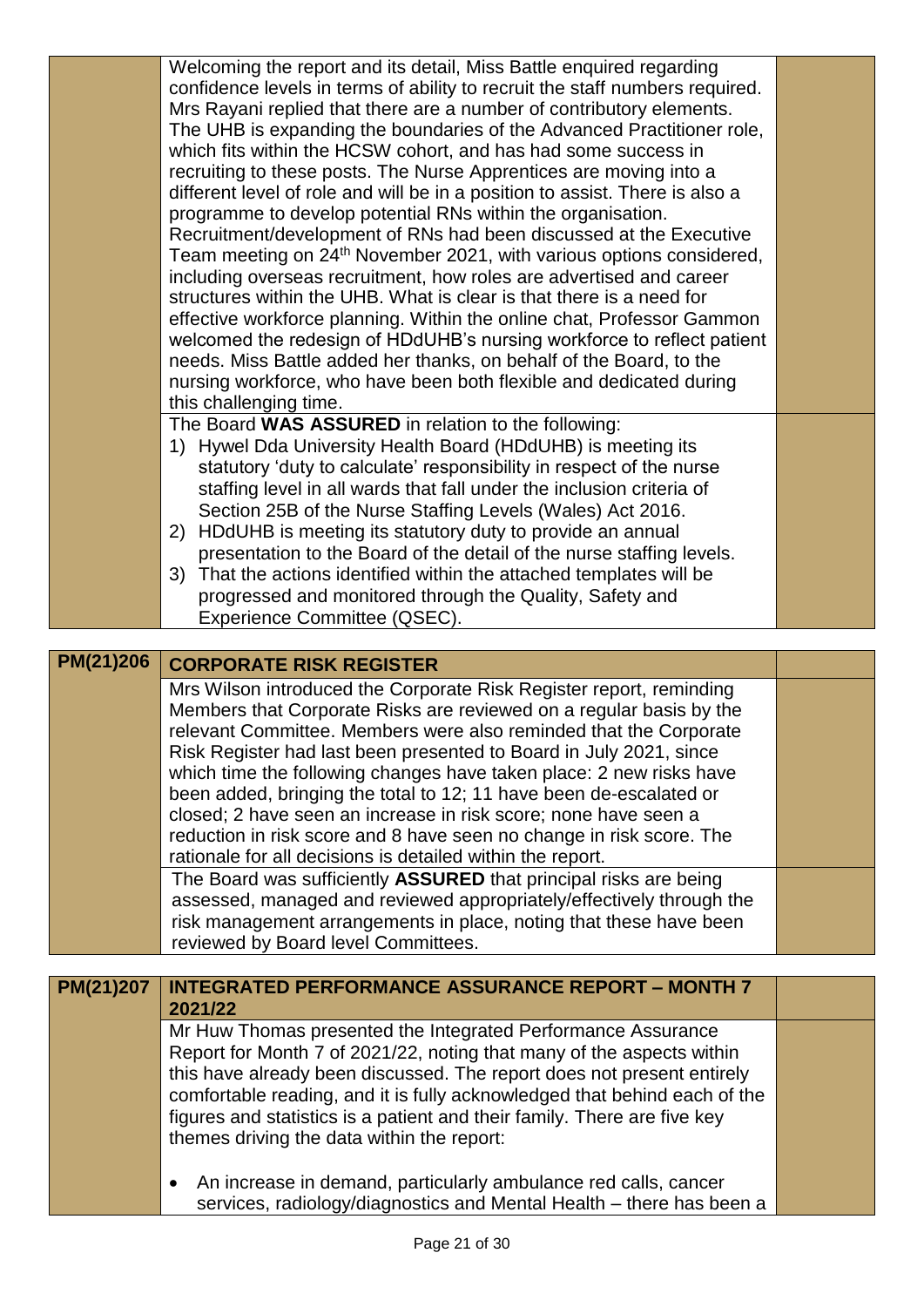| | | |
|---|---|---|
| | Welcoming the report and its detail, Miss Battle enquired regarding confidence levels in terms of ability to recruit the staff numbers required. Mrs Rayani replied that there are a number of contributory elements. The UHB is expanding the boundaries of the Advanced Practitioner role, which fits within the HCSW cohort, and has had some success in recruiting to these posts. The Nurse Apprentices are moving into a different level of role and will be in a position to assist. There is also a programme to develop potential RNs within the organisation. Recruitment/development of RNs had been discussed at the Executive Team meeting on 24th November 2021, with various options considered, including overseas recruitment, how roles are advertised and career structures within the UHB. What is clear is that there is a need for effective workforce planning. Within the online chat, Professor Gammon welcomed the redesign of HDdUHB's nursing workforce to reflect patient needs. Miss Battle added her thanks, on behalf of the Board, to the nursing workforce, who have been both flexible and dedicated during this challenging time. | |
| | The Board **WAS ASSURED** in relation to the following:<br>1) Hywel Dda University Health Board (HDdUHB) is meeting its statutory 'duty to calculate' responsibility in respect of the nurse staffing level in all wards that fall under the inclusion criteria of Section 25B of the Nurse Staffing Levels (Wales) Act 2016.<br>2) HDdUHB is meeting its statutory duty to provide an annual presentation to the Board of the detail of the nurse staffing levels.<br>3) That the actions identified within the attached templates will be progressed and monitored through the Quality, Safety and Experience Committee (QSEC). | |

| | | |
|---|---|---|
| **PM(21)206** | **CORPORATE RISK REGISTER** | |
| | Mrs Wilson introduced the Corporate Risk Register report, reminding Members that Corporate Risks are reviewed on a regular basis by the relevant Committee. Members were also reminded that the Corporate Risk Register had last been presented to Board in July 2021, since which time the following changes have taken place: 2 new risks have been added, bringing the total to 12; 11 have been de-escalated or closed; 2 have seen an increase in risk score; none have seen a reduction in risk score and 8 have seen no change in risk score. The rationale for all decisions is detailed within the report. | |
| | The Board was sufficiently **ASSURED** that principal risks are being assessed, managed and reviewed appropriately/effectively through the risk management arrangements in place, noting that these have been reviewed by Board level Committees. | |

| | | |
|---|---|---|
| **PM(21)207** | **INTEGRATED PERFORMANCE ASSURANCE REPORT – MONTH 7 2021/22** | |
| | Mr Huw Thomas presented the Integrated Performance Assurance Report for Month 7 of 2021/22, noting that many of the aspects within this have already been discussed. The report does not present entirely comfortable reading, and it is fully acknowledged that behind each of the figures and statistics is a patient and their family. There are five key themes driving the data within the report:<br><br>• An increase in demand, particularly ambulance red calls, cancer services, radiology/diagnostics and Mental Health – there has been a | |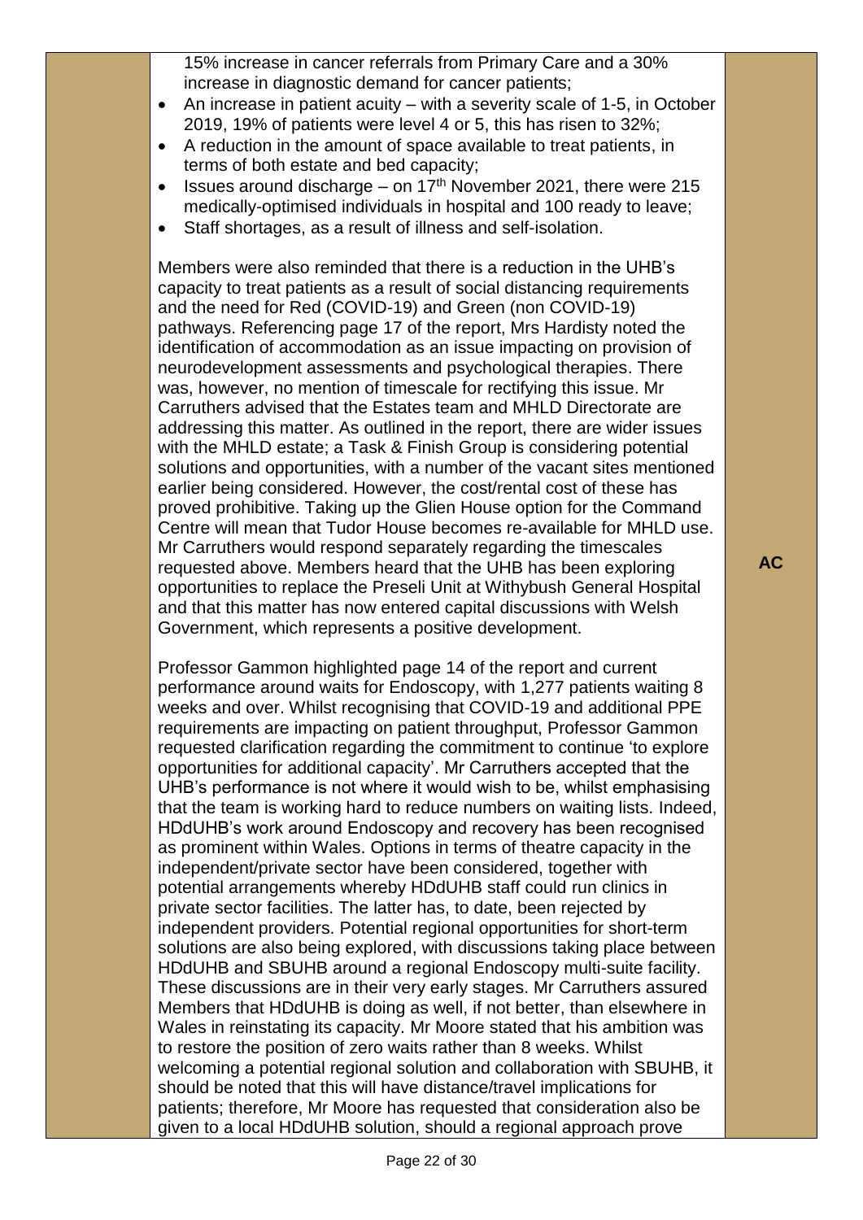15% increase in cancer referrals from Primary Care and a 30% increase in diagnostic demand for cancer patients;

- An increase in patient acuity – with a severity scale of 1-5, in October 2019, 19% of patients were level 4 or 5, this has risen to 32%;
- A reduction in the amount of space available to treat patients, in terms of both estate and bed capacity;
- Issues around discharge – on 17th November 2021, there were 215 medically-optimised individuals in hospital and 100 ready to leave;
- Staff shortages, as a result of illness and self-isolation.

Members were also reminded that there is a reduction in the UHB's capacity to treat patients as a result of social distancing requirements and the need for Red (COVID-19) and Green (non COVID-19) pathways. Referencing page 17 of the report, Mrs Hardisty noted the identification of accommodation as an issue impacting on provision of neurodevelopment assessments and psychological therapies. There was, however, no mention of timescale for rectifying this issue. Mr Carruthers advised that the Estates team and MHLD Directorate are addressing this matter. As outlined in the report, there are wider issues with the MHLD estate; a Task & Finish Group is considering potential solutions and opportunities, with a number of the vacant sites mentioned earlier being considered. However, the cost/rental cost of these has proved prohibitive. Taking up the Glien House option for the Command Centre will mean that Tudor House becomes re-available for MHLD use. Mr Carruthers would respond separately regarding the timescales requested above. Members heard that the UHB has been exploring opportunities to replace the Preseli Unit at Withybush General Hospital and that this matter has now entered capital discussions with Welsh Government, which represents a positive development.

**AC**

Professor Gammon highlighted page 14 of the report and current performance around waits for Endoscopy, with 1,277 patients waiting 8 weeks and over. Whilst recognising that COVID-19 and additional PPE requirements are impacting on patient throughput, Professor Gammon requested clarification regarding the commitment to continue 'to explore opportunities for additional capacity'. Mr Carruthers accepted that the UHB's performance is not where it would wish to be, whilst emphasising that the team is working hard to reduce numbers on waiting lists. Indeed, HDdUHB's work around Endoscopy and recovery has been recognised as prominent within Wales. Options in terms of theatre capacity in the independent/private sector have been considered, together with potential arrangements whereby HDdUHB staff could run clinics in private sector facilities. The latter has, to date, been rejected by independent providers. Potential regional opportunities for short-term solutions are also being explored, with discussions taking place between HDdUHB and SBUHB around a regional Endoscopy multi-suite facility. These discussions are in their very early stages. Mr Carruthers assured Members that HDdUHB is doing as well, if not better, than elsewhere in Wales in reinstating its capacity. Mr Moore stated that his ambition was to restore the position of zero waits rather than 8 weeks. Whilst welcoming a potential regional solution and collaboration with SBUHB, it should be noted that this will have distance/travel implications for patients; therefore, Mr Moore has requested that consideration also be given to a local HDdUHB solution, should a regional approach prove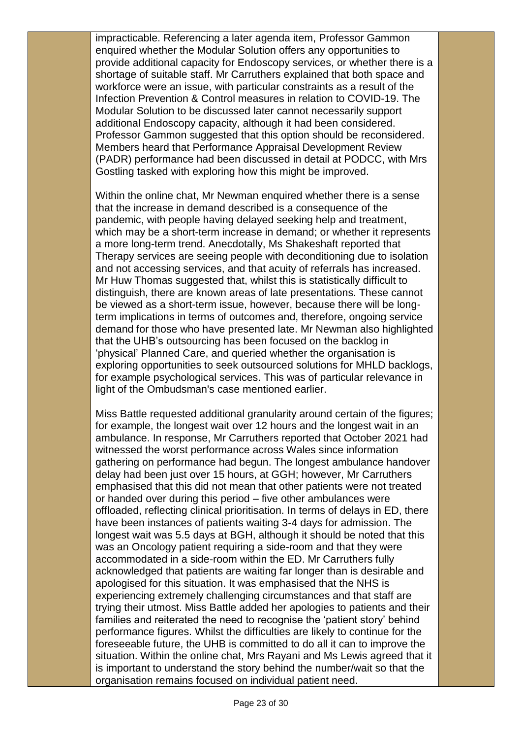impracticable. Referencing a later agenda item, Professor Gammon enquired whether the Modular Solution offers any opportunities to provide additional capacity for Endoscopy services, or whether there is a shortage of suitable staff. Mr Carruthers explained that both space and workforce were an issue, with particular constraints as a result of the Infection Prevention & Control measures in relation to COVID-19. The Modular Solution to be discussed later cannot necessarily support additional Endoscopy capacity, although it had been considered. Professor Gammon suggested that this option should be reconsidered. Members heard that Performance Appraisal Development Review (PADR) performance had been discussed in detail at PODCC, with Mrs Gostling tasked with exploring how this might be improved.

Within the online chat, Mr Newman enquired whether there is a sense that the increase in demand described is a consequence of the pandemic, with people having delayed seeking help and treatment, which may be a short-term increase in demand; or whether it represents a more long-term trend. Anecdotally, Ms Shakeshaft reported that Therapy services are seeing people with deconditioning due to isolation and not accessing services, and that acuity of referrals has increased. Mr Huw Thomas suggested that, whilst this is statistically difficult to distinguish, there are known areas of late presentations. These cannot be viewed as a short-term issue, however, because there will be long-term implications in terms of outcomes and, therefore, ongoing service demand for those who have presented late. Mr Newman also highlighted that the UHB's outsourcing has been focused on the backlog in 'physical' Planned Care, and queried whether the organisation is exploring opportunities to seek outsourced solutions for MHLD backlogs, for example psychological services. This was of particular relevance in light of the Ombudsman's case mentioned earlier.

Miss Battle requested additional granularity around certain of the figures; for example, the longest wait over 12 hours and the longest wait in an ambulance. In response, Mr Carruthers reported that October 2021 had witnessed the worst performance across Wales since information gathering on performance had begun. The longest ambulance handover delay had been just over 15 hours, at GGH; however, Mr Carruthers emphasised that this did not mean that other patients were not treated or handed over during this period – five other ambulances were offloaded, reflecting clinical prioritisation. In terms of delays in ED, there have been instances of patients waiting 3-4 days for admission. The longest wait was 5.5 days at BGH, although it should be noted that this was an Oncology patient requiring a side-room and that they were accommodated in a side-room within the ED. Mr Carruthers fully acknowledged that patients are waiting far longer than is desirable and apologised for this situation. It was emphasised that the NHS is experiencing extremely challenging circumstances and that staff are trying their utmost. Miss Battle added her apologies to patients and their families and reiterated the need to recognise the 'patient story' behind performance figures. Whilst the difficulties are likely to continue for the foreseeable future, the UHB is committed to do all it can to improve the situation. Within the online chat, Mrs Rayani and Ms Lewis agreed that it is important to understand the story behind the number/wait so that the organisation remains focused on individual patient need.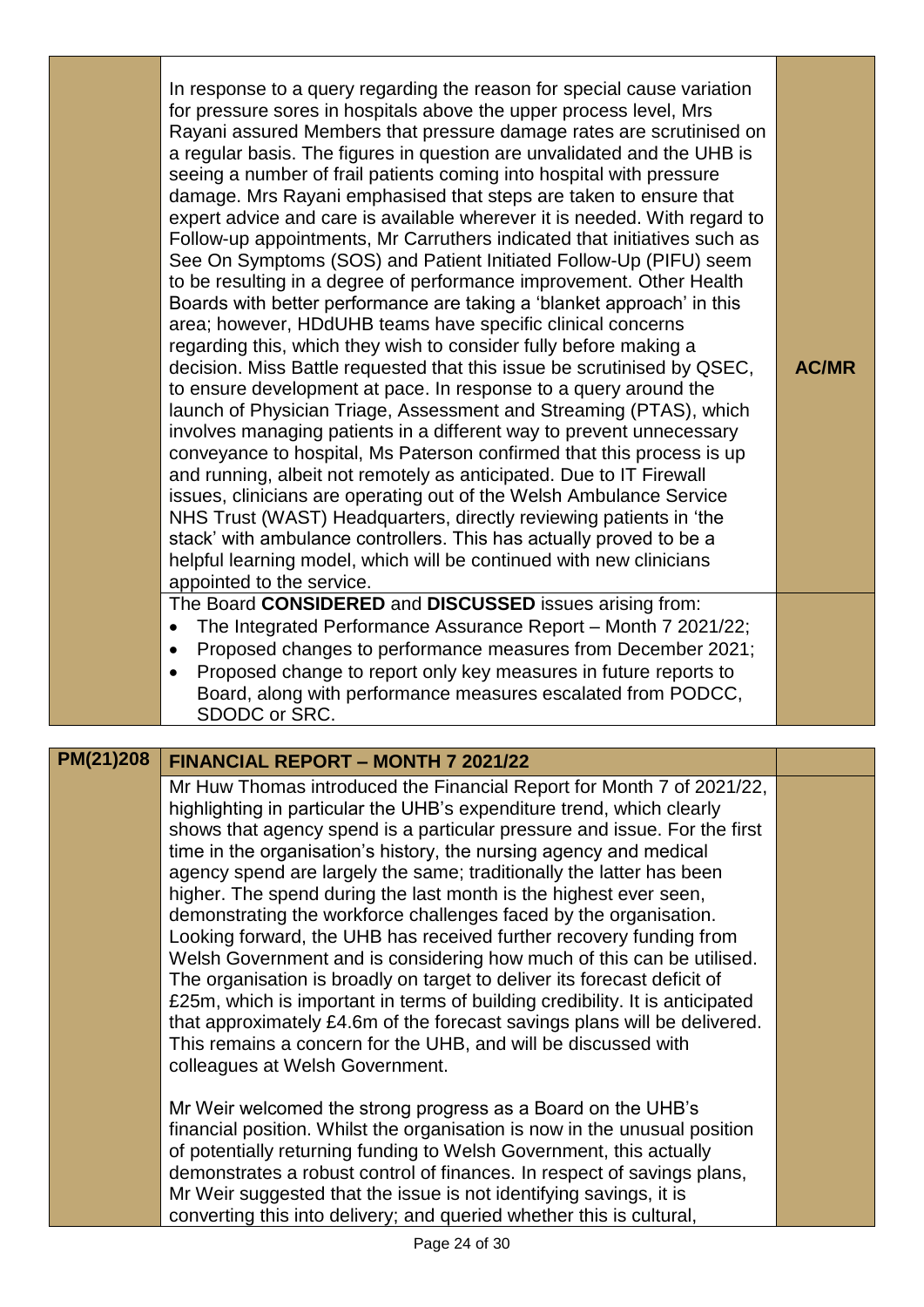| | | |
|---|---|---|
| | In response to a query regarding the reason for special cause variation for pressure sores in hospitals above the upper process level, Mrs Rayani assured Members that pressure damage rates are scrutinised on a regular basis. The figures in question are unvalidated and the UHB is seeing a number of frail patients coming into hospital with pressure damage. Mrs Rayani emphasised that steps are taken to ensure that expert advice and care is available wherever it is needed. With regard to Follow-up appointments, Mr Carruthers indicated that initiatives such as See On Symptoms (SOS) and Patient Initiated Follow-Up (PIFU) seem to be resulting in a degree of performance improvement. Other Health Boards with better performance are taking a 'blanket approach' in this area; however, HDdUHB teams have specific clinical concerns regarding this, which they wish to consider fully before making a decision. Miss Battle requested that this issue be scrutinised by QSEC, to ensure development at pace. In response to a query around the launch of Physician Triage, Assessment and Streaming (PTAS), which involves managing patients in a different way to prevent unnecessary conveyance to hospital, Ms Paterson confirmed that this process is up and running, albeit not remotely as anticipated. Due to IT Firewall issues, clinicians are operating out of the Welsh Ambulance Service NHS Trust (WAST) Headquarters, directly reviewing patients in 'the stack' with ambulance controllers. This has actually proved to be a helpful learning model, which will be continued with new clinicians appointed to the service. | **AC/MR** |
| | The Board **CONSIDERED** and **DISCUSSED** issues arising from:<br>• The Integrated Performance Assurance Report – Month 7 2021/22;<br>• Proposed changes to performance measures from December 2021;<br>• Proposed change to report only key measures in future reports to Board, along with performance measures escalated from PODCC, SDODC or SRC. | |

| | | |
|---|---|---|
| **PM(21)208** | **FINANCIAL REPORT – MONTH 7 2021/22** | |
| | Mr Huw Thomas introduced the Financial Report for Month 7 of 2021/22, highlighting in particular the UHB's expenditure trend, which clearly shows that agency spend is a particular pressure and issue. For the first time in the organisation's history, the nursing agency and medical agency spend are largely the same; traditionally the latter has been higher. The spend during the last month is the highest ever seen, demonstrating the workforce challenges faced by the organisation. Looking forward, the UHB has received further recovery funding from Welsh Government and is considering how much of this can be utilised. The organisation is broadly on target to deliver its forecast deficit of £25m, which is important in terms of building credibility. It is anticipated that approximately £4.6m of the forecast savings plans will be delivered. This remains a concern for the UHB, and will be discussed with colleagues at Welsh Government.<br><br>Mr Weir welcomed the strong progress as a Board on the UHB's financial position. Whilst the organisation is now in the unusual position of potentially returning funding to Welsh Government, this actually demonstrates a robust control of finances. In respect of savings plans, Mr Weir suggested that the issue is not identifying savings, it is converting this into delivery; and queried whether this is cultural, | |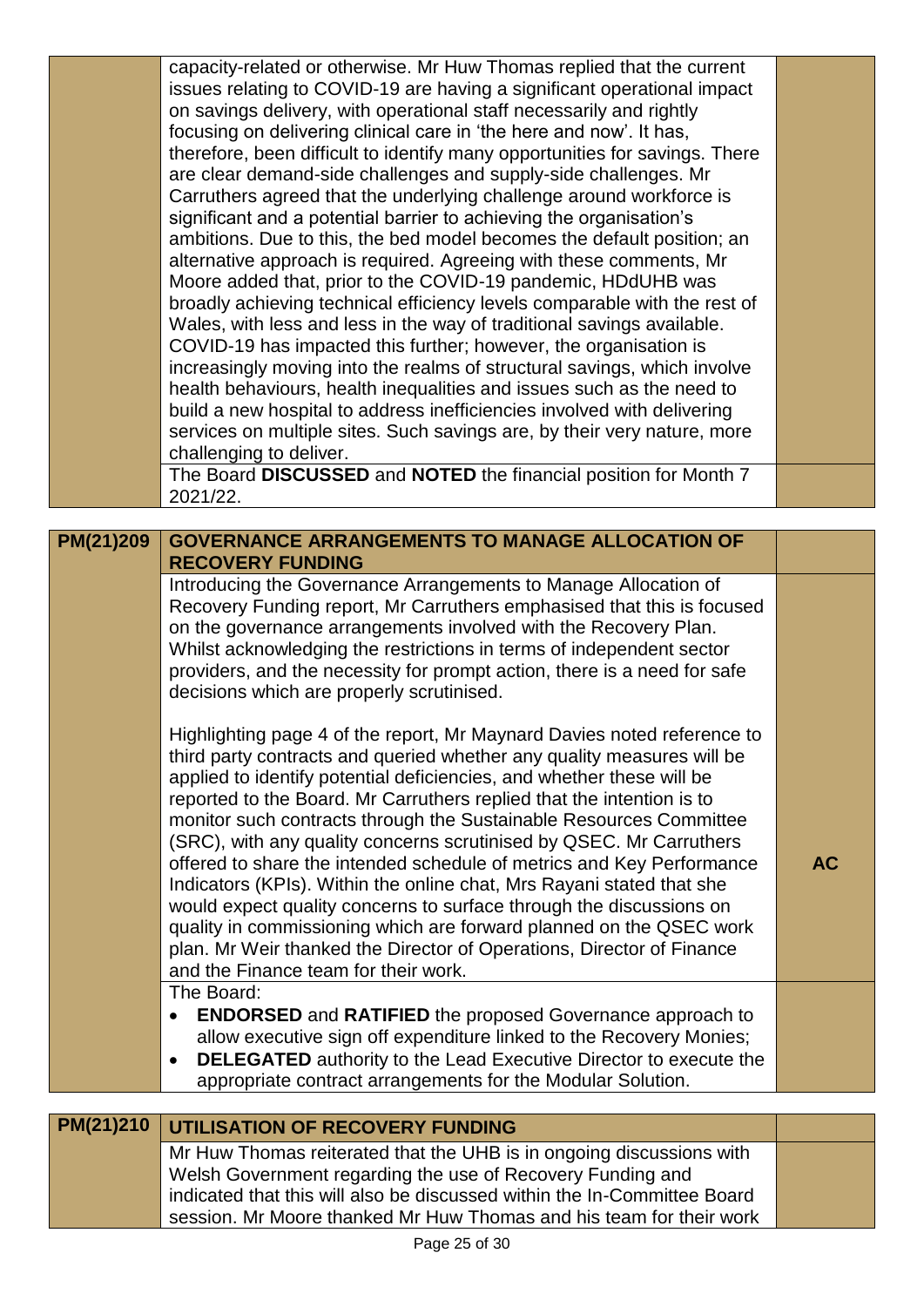| | | |
|---|---|---|
| | capacity-related or otherwise. Mr Huw Thomas replied that the current issues relating to COVID-19 are having a significant operational impact on savings delivery, with operational staff necessarily and rightly focusing on delivering clinical care in 'the here and now'. It has, therefore, been difficult to identify many opportunities for savings. There are clear demand-side challenges and supply-side challenges. Mr Carruthers agreed that the underlying challenge around workforce is significant and a potential barrier to achieving the organisation's ambitions. Due to this, the bed model becomes the default position; an alternative approach is required. Agreeing with these comments, Mr Moore added that, prior to the COVID-19 pandemic, HDdUHB was broadly achieving technical efficiency levels comparable with the rest of Wales, with less and less in the way of traditional savings available. COVID-19 has impacted this further; however, the organisation is increasingly moving into the realms of structural savings, which involve health behaviours, health inequalities and issues such as the need to build a new hospital to address inefficiencies involved with delivering services on multiple sites. Such savings are, by their very nature, more challenging to deliver. | |
| | The Board **DISCUSSED** and **NOTED** the financial position for Month 7 2021/22. | |

| | | |
|---|---|---|
| **PM(21)209** | **GOVERNANCE ARRANGEMENTS TO MANAGE ALLOCATION OF RECOVERY FUNDING** | |
| | Introducing the Governance Arrangements to Manage Allocation of Recovery Funding report, Mr Carruthers emphasised that this is focused on the governance arrangements involved with the Recovery Plan. Whilst acknowledging the restrictions in terms of independent sector providers, and the necessity for prompt action, there is a need for safe decisions which are properly scrutinised.<br><br>Highlighting page 4 of the report, Mr Maynard Davies noted reference to third party contracts and queried whether any quality measures will be applied to identify potential deficiencies, and whether these will be reported to the Board. Mr Carruthers replied that the intention is to monitor such contracts through the Sustainable Resources Committee (SRC), with any quality concerns scrutinised by QSEC. Mr Carruthers offered to share the intended schedule of metrics and Key Performance Indicators (KPIs). Within the online chat, Mrs Rayani stated that she would expect quality concerns to surface through the discussions on quality in commissioning which are forward planned on the QSEC work plan. Mr Weir thanked the Director of Operations, Director of Finance and the Finance team for their work. | **AC** |
| | The Board:<br>• **ENDORSED** and **RATIFIED** the proposed Governance approach to allow executive sign off expenditure linked to the Recovery Monies;<br>• **DELEGATED** authority to the Lead Executive Director to execute the appropriate contract arrangements for the Modular Solution. | |

| | | |
|---|---|---|
| **PM(21)210** | **UTILISATION OF RECOVERY FUNDING** | |
| | Mr Huw Thomas reiterated that the UHB is in ongoing discussions with Welsh Government regarding the use of Recovery Funding and indicated that this will also be discussed within the In-Committee Board session. Mr Moore thanked Mr Huw Thomas and his team for their work | |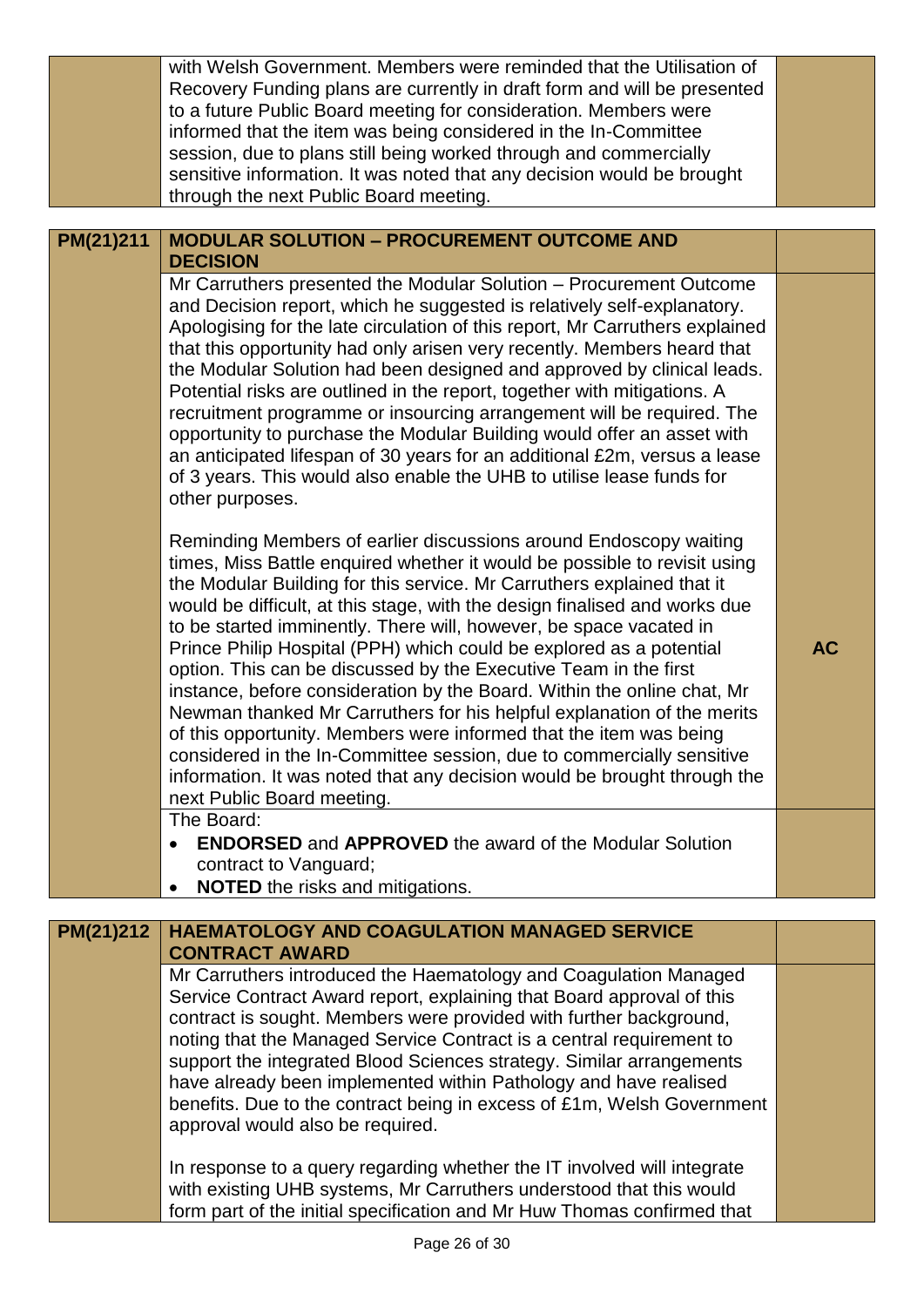| | | |
|---|---|---|
| | with Welsh Government. Members were reminded that the Utilisation of Recovery Funding plans are currently in draft form and will be presented to a future Public Board meeting for consideration. Members were informed that the item was being considered in the In-Committee session, due to plans still being worked through and commercially sensitive information. It was noted that any decision would be brought through the next Public Board meeting. | |

| | | |
|---|---|---|
| **PM(21)211** | **MODULAR SOLUTION – PROCUREMENT OUTCOME AND DECISION** | |
| | Mr Carruthers presented the Modular Solution – Procurement Outcome and Decision report, which he suggested is relatively self-explanatory. Apologising for the late circulation of this report, Mr Carruthers explained that this opportunity had only arisen very recently. Members heard that the Modular Solution had been designed and approved by clinical leads. Potential risks are outlined in the report, together with mitigations. A recruitment programme or insourcing arrangement will be required. The opportunity to purchase the Modular Building would offer an asset with an anticipated lifespan of 30 years for an additional £2m, versus a lease of 3 years. This would also enable the UHB to utilise lease funds for other purposes.<br><br>Reminding Members of earlier discussions around Endoscopy waiting times, Miss Battle enquired whether it would be possible to revisit using the Modular Building for this service. Mr Carruthers explained that it would be difficult, at this stage, with the design finalised and works due to be started imminently. There will, however, be space vacated in Prince Philip Hospital (PPH) which could be explored as a potential option. This can be discussed by the Executive Team in the first instance, before consideration by the Board. Within the online chat, Mr Newman thanked Mr Carruthers for his helpful explanation of the merits of this opportunity. Members were informed that the item was being considered in the In-Committee session, due to commercially sensitive information. It was noted that any decision would be brought through the next Public Board meeting. | **AC** |
| | The Board:<br>• **ENDORSED** and **APPROVED** the award of the Modular Solution contract to Vanguard;<br>• **NOTED** the risks and mitigations. | |

| | | |
|---|---|---|
| **PM(21)212** | **HAEMATOLOGY AND COAGULATION MANAGED SERVICE CONTRACT AWARD** | |
| | Mr Carruthers introduced the Haematology and Coagulation Managed Service Contract Award report, explaining that Board approval of this contract is sought. Members were provided with further background, noting that the Managed Service Contract is a central requirement to support the integrated Blood Sciences strategy. Similar arrangements have already been implemented within Pathology and have realised benefits. Due to the contract being in excess of £1m, Welsh Government approval would also be required.<br><br>In response to a query regarding whether the IT involved will integrate with existing UHB systems, Mr Carruthers understood that this would form part of the initial specification and Mr Huw Thomas confirmed that | |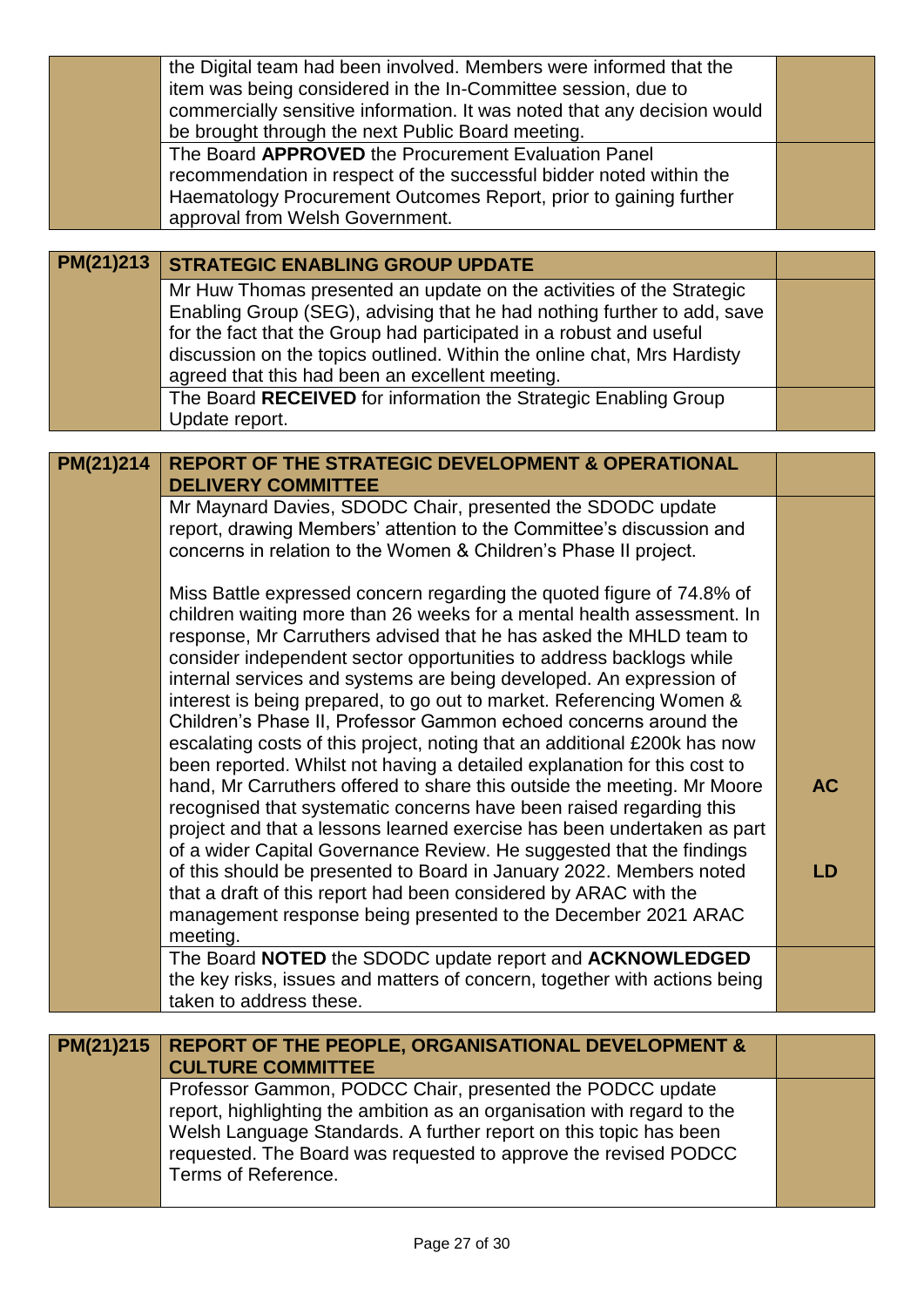| | | |
|---|---|---|
| | the Digital team had been involved. Members were informed that the item was being considered in the In-Committee session, due to commercially sensitive information. It was noted that any decision would be brought through the next Public Board meeting. | |
| | The Board **APPROVED** the Procurement Evaluation Panel recommendation in respect of the successful bidder noted within the Haematology Procurement Outcomes Report, prior to gaining further approval from Welsh Government. | |

| **PM(21)213** | **STRATEGIC ENABLING GROUP UPDATE** | |
|---|---|---|
| | Mr Huw Thomas presented an update on the activities of the Strategic Enabling Group (SEG), advising that he had nothing further to add, save for the fact that the Group had participated in a robust and useful discussion on the topics outlined. Within the online chat, Mrs Hardisty agreed that this had been an excellent meeting. | |
| | The Board **RECEIVED** for information the Strategic Enabling Group Update report. | |

| **PM(21)214** | **REPORT OF THE STRATEGIC DEVELOPMENT & OPERATIONAL DELIVERY COMMITTEE** | |
|---|---|---|
| | Mr Maynard Davies, SDODC Chair, presented the SDODC update report, drawing Members' attention to the Committee's discussion and concerns in relation to the Women & Children's Phase II project.<br><br>Miss Battle expressed concern regarding the quoted figure of 74.8% of children waiting more than 26 weeks for a mental health assessment. In response, Mr Carruthers advised that he has asked the MHLD team to consider independent sector opportunities to address backlogs while internal services and systems are being developed. An expression of interest is being prepared, to go out to market. Referencing Women & Children's Phase II, Professor Gammon echoed concerns around the escalating costs of this project, noting that an additional £200k has now been reported. Whilst not having a detailed explanation for this cost to hand, Mr Carruthers offered to share this outside the meeting. Mr Moore recognised that systematic concerns have been raised regarding this project and that a lessons learned exercise has been undertaken as part of a wider Capital Governance Review. He suggested that the findings of this should be presented to Board in January 2022. Members noted that a draft of this report had been considered by ARAC with the management response being presented to the December 2021 ARAC meeting. | **AC**<br><br>**LD** |
| | The Board **NOTED** the SDODC update report and **ACKNOWLEDGED** the key risks, issues and matters of concern, together with actions being taken to address these. | |

| **PM(21)215** | **REPORT OF THE PEOPLE, ORGANISATIONAL DEVELOPMENT & CULTURE COMMITTEE** | |
|---|---|---|
| | Professor Gammon, PODCC Chair, presented the PODCC update report, highlighting the ambition as an organisation with regard to the Welsh Language Standards. A further report on this topic has been requested. The Board was requested to approve the revised PODCC Terms of Reference. | |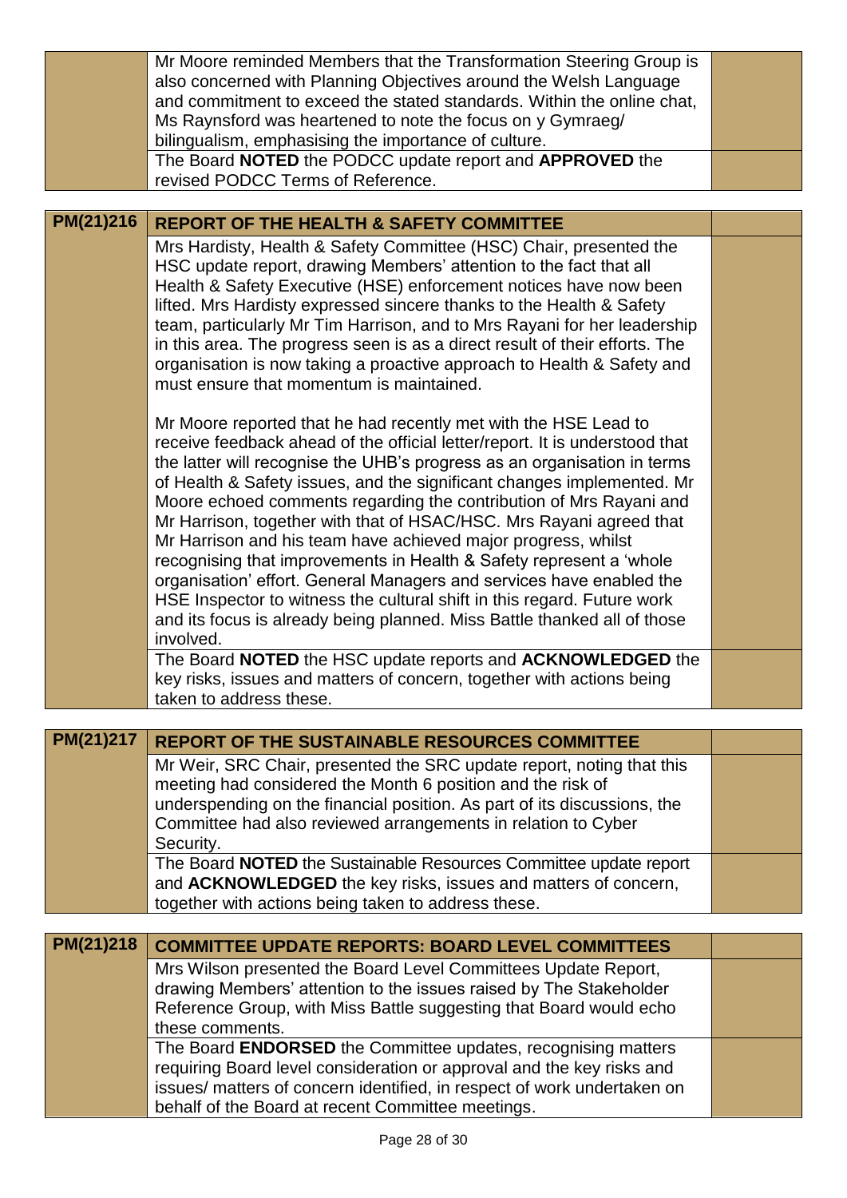| | | |
|---|---|---|
| | Mr Moore reminded Members that the Transformation Steering Group is also concerned with Planning Objectives around the Welsh Language and commitment to exceed the stated standards. Within the online chat, Ms Raynsford was heartened to note the focus on y Gymraeg/ bilingualism, emphasising the importance of culture. | |
| | The Board **NOTED** the PODCC update report and **APPROVED** the revised PODCC Terms of Reference. | |

| | | |
|---|---|---|
| **PM(21)216** | **REPORT OF THE HEALTH & SAFETY COMMITTEE** | |
| | Mrs Hardisty, Health & Safety Committee (HSC) Chair, presented the HSC update report, drawing Members' attention to the fact that all Health & Safety Executive (HSE) enforcement notices have now been lifted. Mrs Hardisty expressed sincere thanks to the Health & Safety team, particularly Mr Tim Harrison, and to Mrs Rayani for her leadership in this area. The progress seen is as a direct result of their efforts. The organisation is now taking a proactive approach to Health & Safety and must ensure that momentum is maintained.<br><br>Mr Moore reported that he had recently met with the HSE Lead to receive feedback ahead of the official letter/report. It is understood that the latter will recognise the UHB's progress as an organisation in terms of Health & Safety issues, and the significant changes implemented. Mr Moore echoed comments regarding the contribution of Mrs Rayani and Mr Harrison, together with that of HSAC/HSC. Mrs Rayani agreed that Mr Harrison and his team have achieved major progress, whilst recognising that improvements in Health & Safety represent a 'whole organisation' effort. General Managers and services have enabled the HSE Inspector to witness the cultural shift in this regard. Future work and its focus is already being planned. Miss Battle thanked all of those involved. | |
| | The Board **NOTED** the HSC update reports and **ACKNOWLEDGED** the key risks, issues and matters of concern, together with actions being taken to address these. | |

| | | |
|---|---|---|
| **PM(21)217** | **REPORT OF THE SUSTAINABLE RESOURCES COMMITTEE** | |
| | Mr Weir, SRC Chair, presented the SRC update report, noting that this meeting had considered the Month 6 position and the risk of underspending on the financial position. As part of its discussions, the Committee had also reviewed arrangements in relation to Cyber Security. | |
| | The Board **NOTED** the Sustainable Resources Committee update report and **ACKNOWLEDGED** the key risks, issues and matters of concern, together with actions being taken to address these. | |

| | | |
|---|---|---|
| **PM(21)218** | **COMMITTEE UPDATE REPORTS: BOARD LEVEL COMMITTEES** | |
| | Mrs Wilson presented the Board Level Committees Update Report, drawing Members' attention to the issues raised by The Stakeholder Reference Group, with Miss Battle suggesting that Board would echo these comments. | |
| | The Board **ENDORSED** the Committee updates, recognising matters requiring Board level consideration or approval and the key risks and issues/ matters of concern identified, in respect of work undertaken on behalf of the Board at recent Committee meetings. | |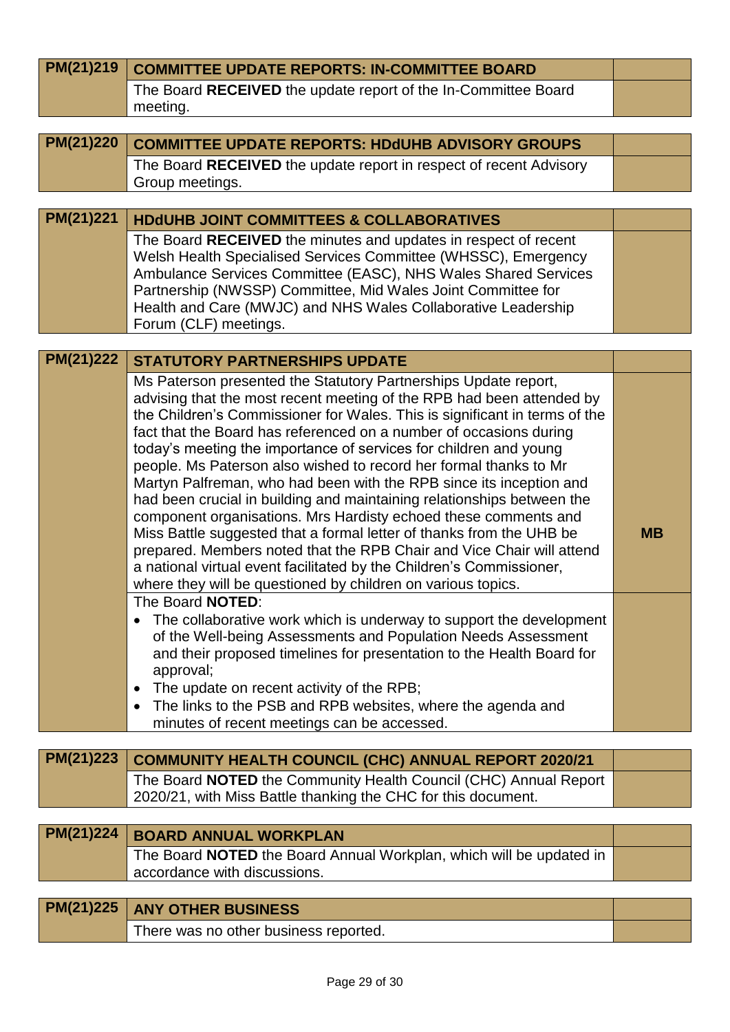| PM(21)219 | COMMITTEE UPDATE REPORTS: IN-COMMITTEE BOARD | |
|---|---|---|
| | The Board **RECEIVED** the update report of the In-Committee Board meeting. | |

| PM(21)220 | COMMITTEE UPDATE REPORTS: HDdUHB ADVISORY GROUPS | |
|---|---|---|
| | The Board **RECEIVED** the update report in respect of recent Advisory Group meetings. | |

| PM(21)221 | HDdUHB JOINT COMMITTEES & COLLABORATIVES | |
|---|---|---|
| | The Board **RECEIVED** the minutes and updates in respect of recent Welsh Health Specialised Services Committee (WHSSC), Emergency Ambulance Services Committee (EASC), NHS Wales Shared Services Partnership (NWSSP) Committee, Mid Wales Joint Committee for Health and Care (MWJC) and NHS Wales Collaborative Leadership Forum (CLF) meetings. | |

| PM(21)222 | STATUTORY PARTNERSHIPS UPDATE | |
|---|---|---|
| | Ms Paterson presented the Statutory Partnerships Update report, advising that the most recent meeting of the RPB had been attended by the Children's Commissioner for Wales. This is significant in terms of the fact that the Board has referenced on a number of occasions during today's meeting the importance of services for children and young people. Ms Paterson also wished to record her formal thanks to Mr Martyn Palfreman, who had been with the RPB since its inception and had been crucial in building and maintaining relationships between the component organisations. Mrs Hardisty echoed these comments and Miss Battle suggested that a formal letter of thanks from the UHB be prepared. Members noted that the RPB Chair and Vice Chair will attend a national virtual event facilitated by the Children's Commissioner, where they will be questioned by children on various topics. | **MB** |
| | The Board **NOTED**:<br>• The collaborative work which is underway to support the development of the Well-being Assessments and Population Needs Assessment and their proposed timelines for presentation to the Health Board for approval;<br>• The update on recent activity of the RPB;<br>• The links to the PSB and RPB websites, where the agenda and minutes of recent meetings can be accessed. | |

| PM(21)223 | COMMUNITY HEALTH COUNCIL (CHC) ANNUAL REPORT 2020/21 | |
|---|---|---|
| | The Board **NOTED** the Community Health Council (CHC) Annual Report 2020/21, with Miss Battle thanking the CHC for this document. | |

| PM(21)224 | BOARD ANNUAL WORKPLAN | |
|---|---|---|
| | The Board **NOTED** the Board Annual Workplan, which will be updated in accordance with discussions. | |

| PM(21)225 | ANY OTHER BUSINESS | |
|---|---|---|
| | There was no other business reported. | |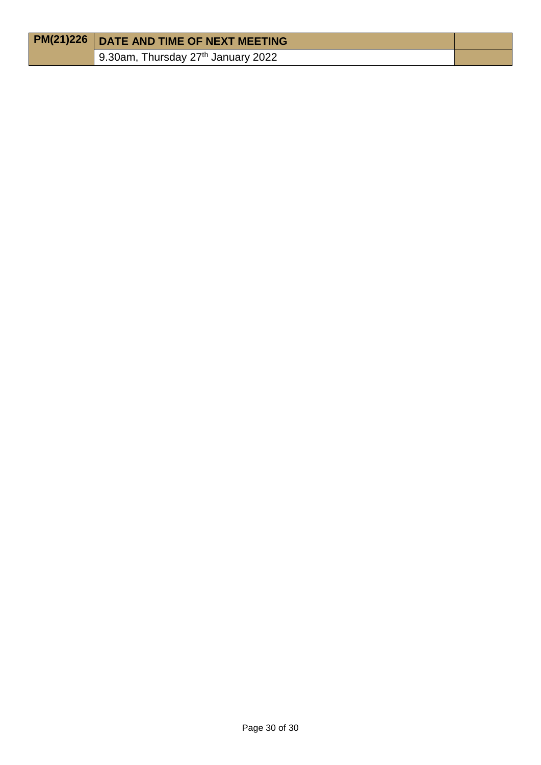| PM(21)226 | DATE AND TIME OF NEXT MEETING | |
| --- | --- | --- |
| | 9.30am, Thursday 27th January 2022 | |